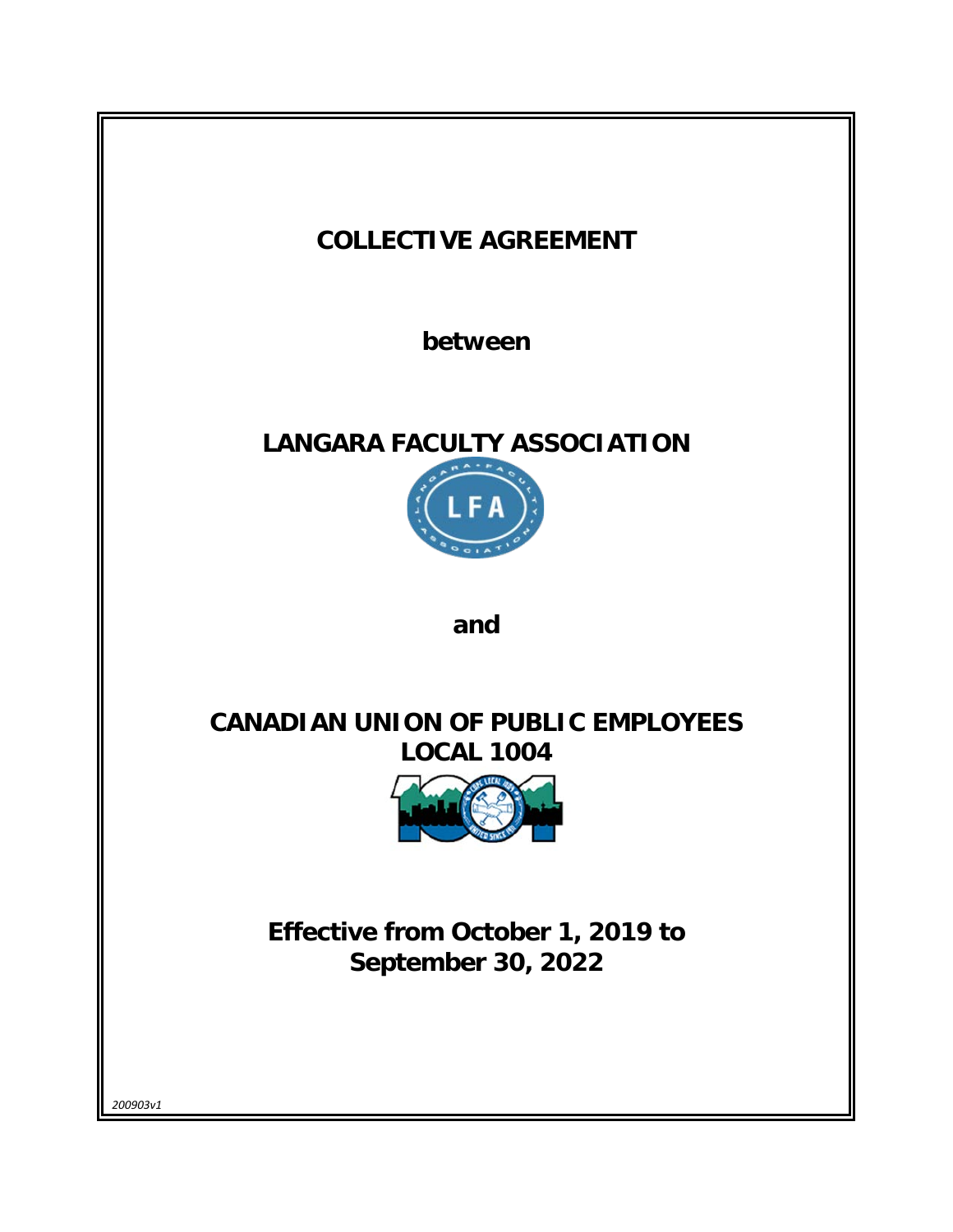# COLLECTIVE AGREEMENT

**between**

# LANGARA FACULTY ASSOCIATION

**and**

# CANADIAN UNION OF PUBLIC EMPLOYEES LOCAL 1004

**Effective from October 1, 2019 to September 30, 2022**

*200903v1*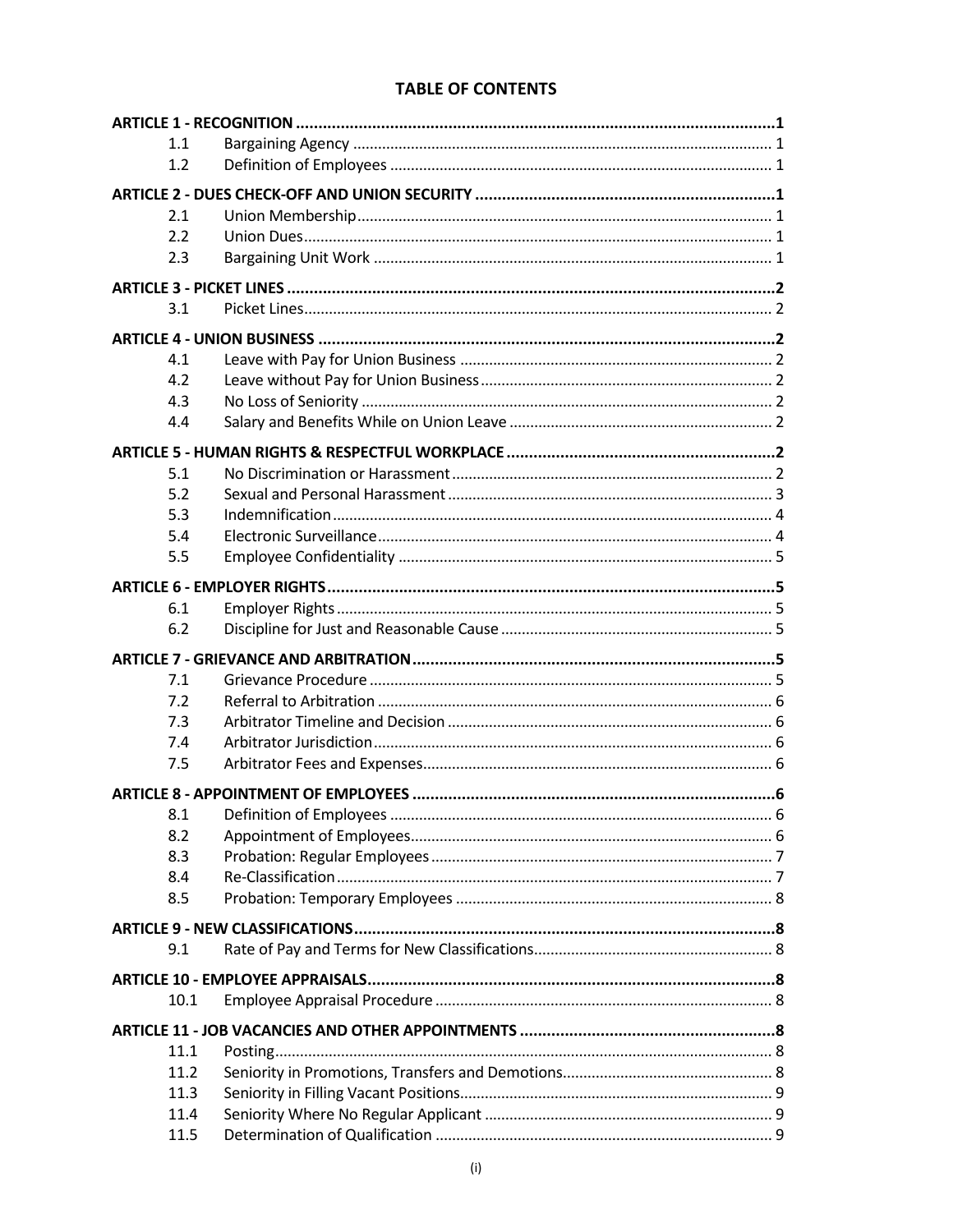# TABLE OF CONTENTS

| | | |
|---|---|---|
| **ARTICLE 1 - RECOGNITION** | | **1** |
| 1.1 | Bargaining Agency | 1 |
| 1.2 | Definition of Employees | 1 |
| **ARTICLE 2 - DUES CHECK-OFF AND UNION SECURITY** | | **1** |
| 2.1 | Union Membership | 1 |
| 2.2 | Union Dues | 1 |
| 2.3 | Bargaining Unit Work | 1 |
| **ARTICLE 3 - PICKET LINES** | | **2** |
| 3.1 | Picket Lines | 2 |
| **ARTICLE 4 - UNION BUSINESS** | | **2** |
| 4.1 | Leave with Pay for Union Business | 2 |
| 4.2 | Leave without Pay for Union Business | 2 |
| 4.3 | No Loss of Seniority | 2 |
| 4.4 | Salary and Benefits While on Union Leave | 2 |
| **ARTICLE 5 - HUMAN RIGHTS & RESPECTFUL WORKPLACE** | | **2** |
| 5.1 | No Discrimination or Harassment | 2 |
| 5.2 | Sexual and Personal Harassment | 3 |
| 5.3 | Indemnification | 4 |
| 5.4 | Electronic Surveillance | 4 |
| 5.5 | Employee Confidentiality | 5 |
| **ARTICLE 6 - EMPLOYER RIGHTS** | | **5** |
| 6.1 | Employer Rights | 5 |
| 6.2 | Discipline for Just and Reasonable Cause | 5 |
| **ARTICLE 7 - GRIEVANCE AND ARBITRATION** | | **5** |
| 7.1 | Grievance Procedure | 5 |
| 7.2 | Referral to Arbitration | 6 |
| 7.3 | Arbitrator Timeline and Decision | 6 |
| 7.4 | Arbitrator Jurisdiction | 6 |
| 7.5 | Arbitrator Fees and Expenses | 6 |
| **ARTICLE 8 - APPOINTMENT OF EMPLOYEES** | | **6** |
| 8.1 | Definition of Employees | 6 |
| 8.2 | Appointment of Employees | 6 |
| 8.3 | Probation: Regular Employees | 7 |
| 8.4 | Re-Classification | 7 |
| 8.5 | Probation: Temporary Employees | 8 |
| **ARTICLE 9 - NEW CLASSIFICATIONS** | | **8** |
| 9.1 | Rate of Pay and Terms for New Classifications | 8 |
| **ARTICLE 10 - EMPLOYEE APPRAISALS** | | **8** |
| 10.1 | Employee Appraisal Procedure | 8 |
| **ARTICLE 11 - JOB VACANCIES AND OTHER APPOINTMENTS** | | **8** |
| 11.1 | Posting | 8 |
| 11.2 | Seniority in Promotions, Transfers and Demotions | 8 |
| 11.3 | Seniority in Filling Vacant Positions | 9 |
| 11.4 | Seniority Where No Regular Applicant | 9 |
| 11.5 | Determination of Qualification | 9 |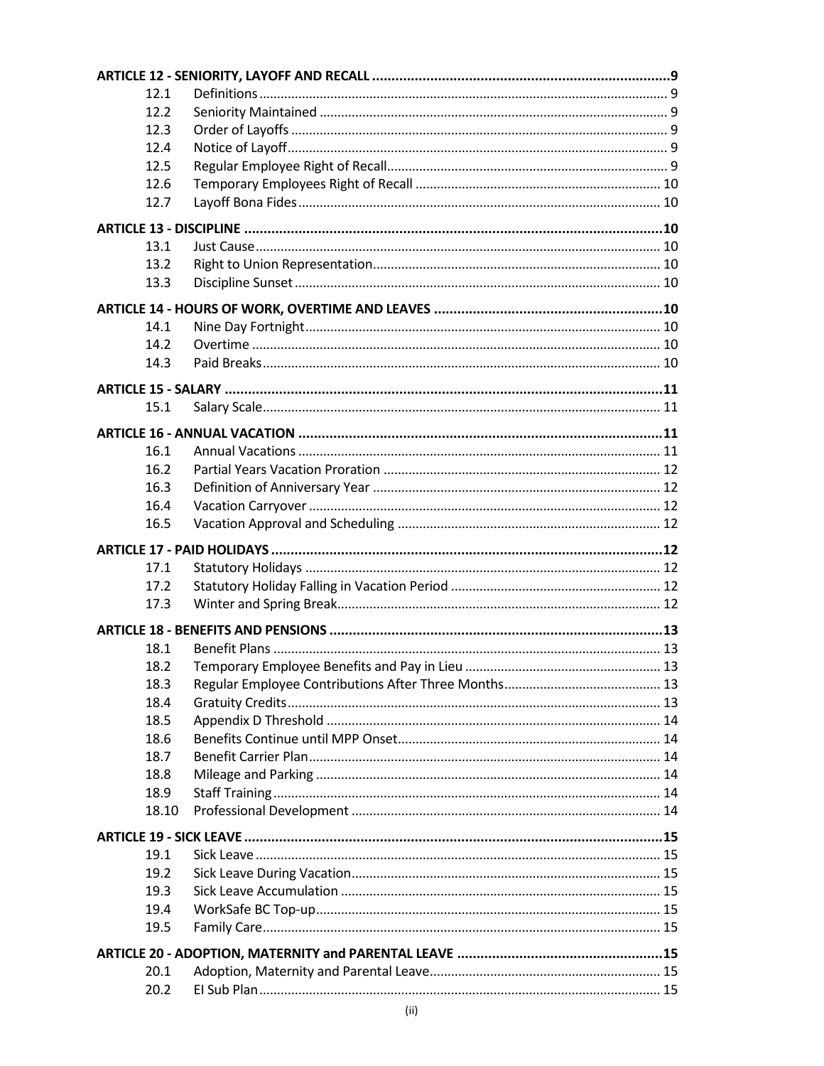**ARTICLE 12 - SENIORITY, LAYOFF AND RECALL ........................................................................... 9**

| | | |
|---|---|---|
| 12.1 | Definitions | 9 |
| 12.2 | Seniority Maintained | 9 |
| 12.3 | Order of Layoffs | 9 |
| 12.4 | Notice of Layoff | 9 |
| 12.5 | Regular Employee Right of Recall | 9 |
| 12.6 | Temporary Employees Right of Recall | 10 |
| 12.7 | Layoff Bona Fides | 10 |

**ARTICLE 13 - DISCIPLINE ........................................................................... 10**

| | | |
|---|---|---|
| 13.1 | Just Cause | 10 |
| 13.2 | Right to Union Representation | 10 |
| 13.3 | Discipline Sunset | 10 |

**ARTICLE 14 - HOURS OF WORK, OVERTIME AND LEAVES ........................................................................... 10**

| | | |
|---|---|---|
| 14.1 | Nine Day Fortnight | 10 |
| 14.2 | Overtime | 10 |
| 14.3 | Paid Breaks | 10 |

**ARTICLE 15 - SALARY ........................................................................... 11**

| | | |
|---|---|---|
| 15.1 | Salary Scale | 11 |

**ARTICLE 16 - ANNUAL VACATION ........................................................................... 11**

| | | |
|---|---|---|
| 16.1 | Annual Vacations | 11 |
| 16.2 | Partial Years Vacation Proration | 12 |
| 16.3 | Definition of Anniversary Year | 12 |
| 16.4 | Vacation Carryover | 12 |
| 16.5 | Vacation Approval and Scheduling | 12 |

**ARTICLE 17 - PAID HOLIDAYS ........................................................................... 12**

| | | |
|---|---|---|
| 17.1 | Statutory Holidays | 12 |
| 17.2 | Statutory Holiday Falling in Vacation Period | 12 |
| 17.3 | Winter and Spring Break | 12 |

**ARTICLE 18 - BENEFITS AND PENSIONS ........................................................................... 13**

| | | |
|---|---|---|
| 18.1 | Benefit Plans | 13 |
| 18.2 | Temporary Employee Benefits and Pay in Lieu | 13 |
| 18.3 | Regular Employee Contributions After Three Months | 13 |
| 18.4 | Gratuity Credits | 13 |
| 18.5 | Appendix D Threshold | 14 |
| 18.6 | Benefits Continue until MPP Onset | 14 |
| 18.7 | Benefit Carrier Plan | 14 |
| 18.8 | Mileage and Parking | 14 |
| 18.9 | Staff Training | 14 |
| 18.10 | Professional Development | 14 |

**ARTICLE 19 - SICK LEAVE ........................................................................... 15**

| | | |
|---|---|---|
| 19.1 | Sick Leave | 15 |
| 19.2 | Sick Leave During Vacation | 15 |
| 19.3 | Sick Leave Accumulation | 15 |
| 19.4 | WorkSafe BC Top-up | 15 |
| 19.5 | Family Care | 15 |

**ARTICLE 20 - ADOPTION, MATERNITY and PARENTAL LEAVE ........................................................................... 15**

| | | |
|---|---|---|
| 20.1 | Adoption, Maternity and Parental Leave | 15 |
| 20.2 | EI Sub Plan | 15 |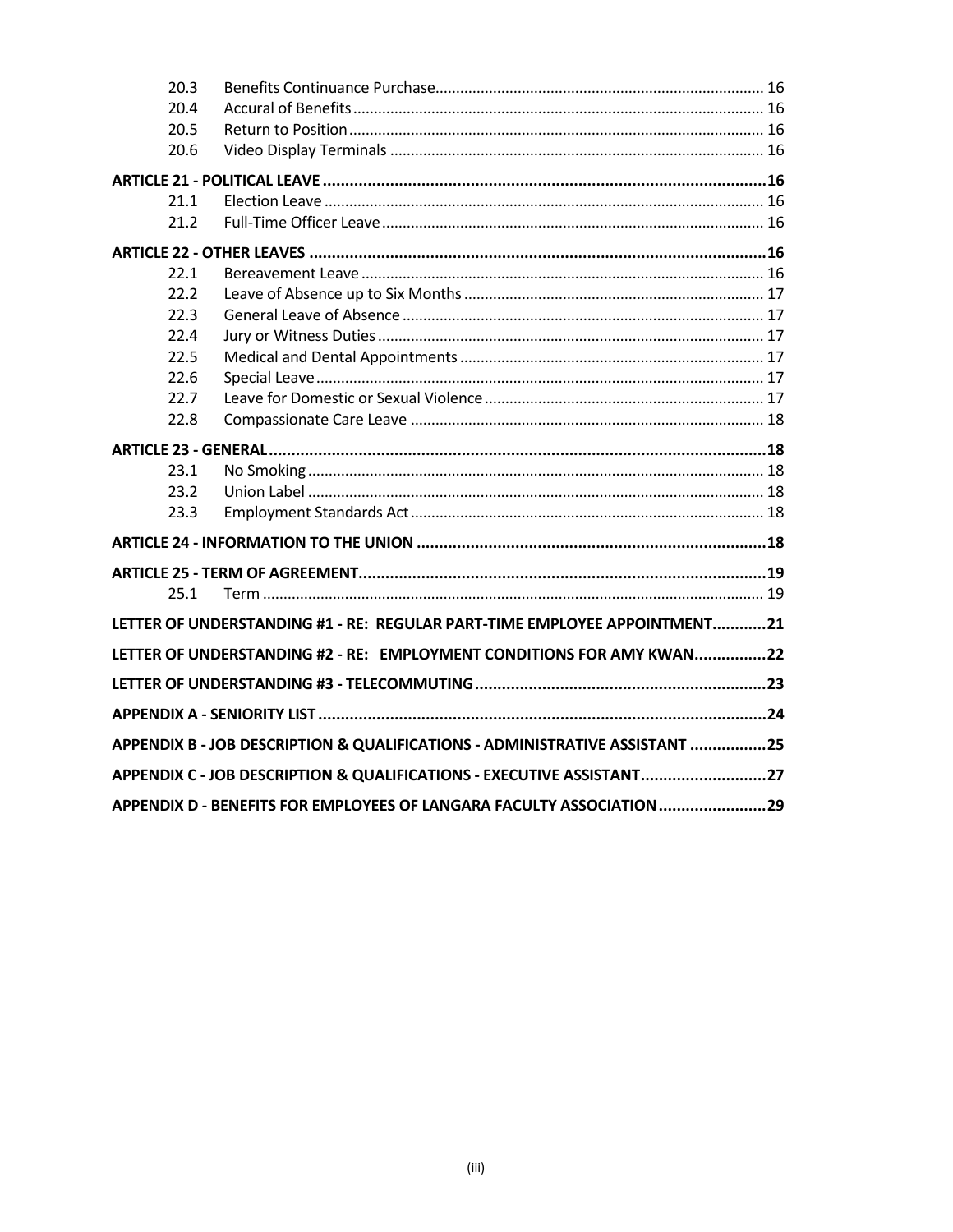| | | |
|---|---|---|
| 20.3 | Benefits Continuance Purchase | 16 |
| 20.4 | Accural of Benefits | 16 |
| 20.5 | Return to Position | 16 |
| 20.6 | Video Display Terminals | 16 |
| **ARTICLE 21 - POLITICAL LEAVE** | | **16** |
| 21.1 | Election Leave | 16 |
| 21.2 | Full-Time Officer Leave | 16 |
| **ARTICLE 22 - OTHER LEAVES** | | **16** |
| 22.1 | Bereavement Leave | 16 |
| 22.2 | Leave of Absence up to Six Months | 17 |
| 22.3 | General Leave of Absence | 17 |
| 22.4 | Jury or Witness Duties | 17 |
| 22.5 | Medical and Dental Appointments | 17 |
| 22.6 | Special Leave | 17 |
| 22.7 | Leave for Domestic or Sexual Violence | 17 |
| 22.8 | Compassionate Care Leave | 18 |
| **ARTICLE 23 - GENERAL** | | **18** |
| 23.1 | No Smoking | 18 |
| 23.2 | Union Label | 18 |
| 23.3 | Employment Standards Act | 18 |
| **ARTICLE 24 - INFORMATION TO THE UNION** | | **18** |
| **ARTICLE 25 - TERM OF AGREEMENT** | | **19** |
| 25.1 | Term | 19 |
| **LETTER OF UNDERSTANDING #1 - RE: REGULAR PART-TIME EMPLOYEE APPOINTMENT** | | **21** |
| **LETTER OF UNDERSTANDING #2 - RE: EMPLOYMENT CONDITIONS FOR AMY KWAN** | | **22** |
| **LETTER OF UNDERSTANDING #3 - TELECOMMUTING** | | **23** |
| **APPENDIX A - SENIORITY LIST** | | **24** |
| **APPENDIX B - JOB DESCRIPTION & QUALIFICATIONS - ADMINISTRATIVE ASSISTANT** | | **25** |
| **APPENDIX C - JOB DESCRIPTION & QUALIFICATIONS - EXECUTIVE ASSISTANT** | | **27** |
| **APPENDIX D - BENEFITS FOR EMPLOYEES OF LANGARA FACULTY ASSOCIATION** | | **29** |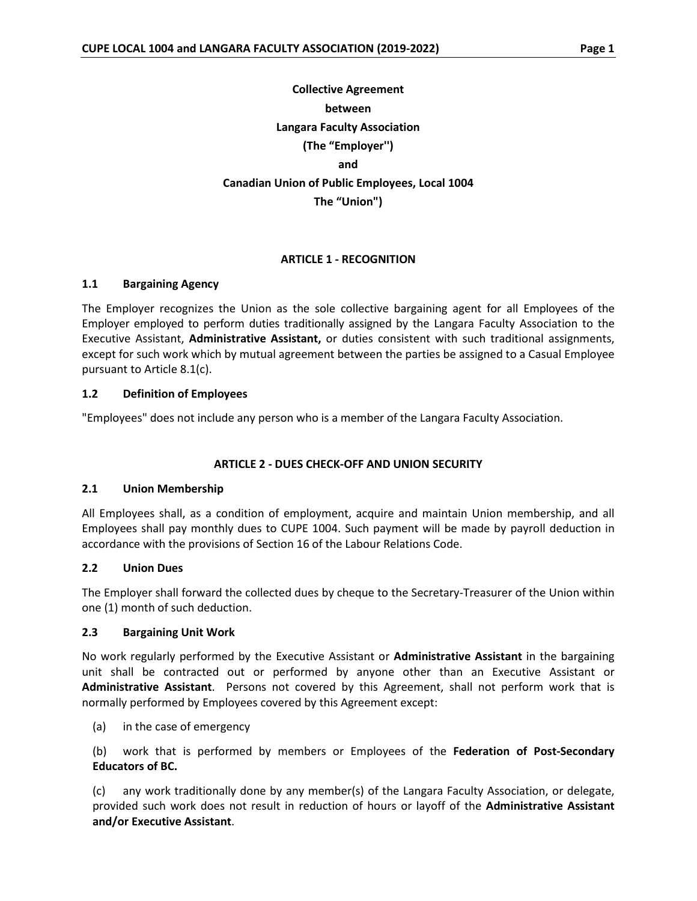**Collective Agreement**

**between**

**Langara Faculty Association**

**(The “Employer'')**

**and**

**Canadian Union of Public Employees, Local 1004**

**The “Union")**

## ARTICLE 1 - RECOGNITION

### 1.1 Bargaining Agency

The Employer recognizes the Union as the sole collective bargaining agent for all Employees of the Employer employed to perform duties traditionally assigned by the Langara Faculty Association to the Executive Assistant, **Administrative Assistant,** or duties consistent with such traditional assignments, except for such work which by mutual agreement between the parties be assigned to a Casual Employee pursuant to Article 8.1(c).

### 1.2 Definition of Employees

"Employees" does not include any person who is a member of the Langara Faculty Association.

## ARTICLE 2 - DUES CHECK-OFF AND UNION SECURITY

### 2.1 Union Membership

All Employees shall, as a condition of employment, acquire and maintain Union membership, and all Employees shall pay monthly dues to CUPE 1004. Such payment will be made by payroll deduction in accordance with the provisions of Section 16 of the Labour Relations Code.

### 2.2 Union Dues

The Employer shall forward the collected dues by cheque to the Secretary-Treasurer of the Union within one (1) month of such deduction.

### 2.3 Bargaining Unit Work

No work regularly performed by the Executive Assistant or **Administrative Assistant** in the bargaining unit shall be contracted out or performed by anyone other than an Executive Assistant or **Administrative Assistant**. Persons not covered by this Agreement, shall not perform work that is normally performed by Employees covered by this Agreement except:

(a) in the case of emergency

(b) work that is performed by members or Employees of the **Federation of Post-Secondary Educators of BC.**

(c) any work traditionally done by any member(s) of the Langara Faculty Association, or delegate, provided such work does not result in reduction of hours or layoff of the **Administrative Assistant and/or Executive Assistant**.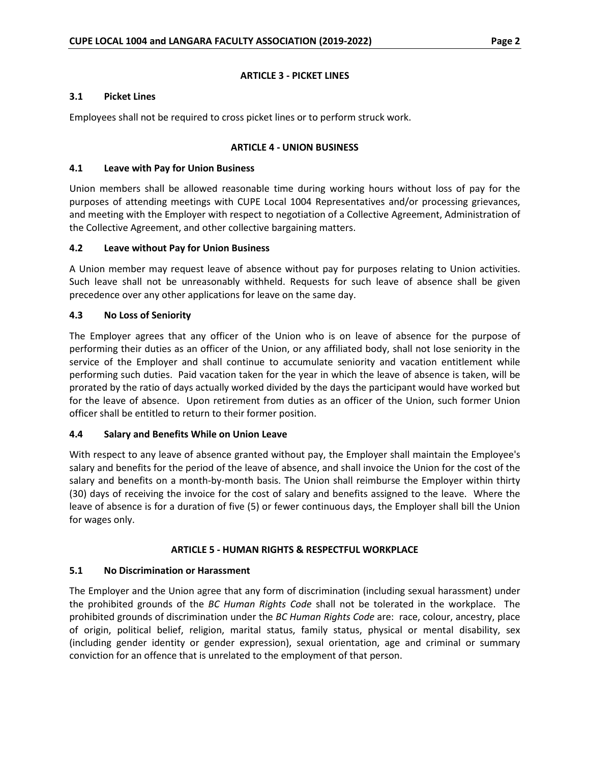## ARTICLE 3 - PICKET LINES

### 3.1 Picket Lines

Employees shall not be required to cross picket lines or to perform struck work.

## ARTICLE 4 - UNION BUSINESS

### 4.1 Leave with Pay for Union Business

Union members shall be allowed reasonable time during working hours without loss of pay for the purposes of attending meetings with CUPE Local 1004 Representatives and/or processing grievances, and meeting with the Employer with respect to negotiation of a Collective Agreement, Administration of the Collective Agreement, and other collective bargaining matters.

### 4.2 Leave without Pay for Union Business

A Union member may request leave of absence without pay for purposes relating to Union activities. Such leave shall not be unreasonably withheld. Requests for such leave of absence shall be given precedence over any other applications for leave on the same day.

### 4.3 No Loss of Seniority

The Employer agrees that any officer of the Union who is on leave of absence for the purpose of performing their duties as an officer of the Union, or any affiliated body, shall not lose seniority in the service of the Employer and shall continue to accumulate seniority and vacation entitlement while performing such duties. Paid vacation taken for the year in which the leave of absence is taken, will be prorated by the ratio of days actually worked divided by the days the participant would have worked but for the leave of absence. Upon retirement from duties as an officer of the Union, such former Union officer shall be entitled to return to their former position.

### 4.4 Salary and Benefits While on Union Leave

With respect to any leave of absence granted without pay, the Employer shall maintain the Employee's salary and benefits for the period of the leave of absence, and shall invoice the Union for the cost of the salary and benefits on a month-by-month basis. The Union shall reimburse the Employer within thirty (30) days of receiving the invoice for the cost of salary and benefits assigned to the leave. Where the leave of absence is for a duration of five (5) or fewer continuous days, the Employer shall bill the Union for wages only.

## ARTICLE 5 - HUMAN RIGHTS & RESPECTFUL WORKPLACE

### 5.1 No Discrimination or Harassment

The Employer and the Union agree that any form of discrimination (including sexual harassment) under the prohibited grounds of the *BC Human Rights Code* shall not be tolerated in the workplace. The prohibited grounds of discrimination under the *BC Human Rights Code* are: race, colour, ancestry, place of origin, political belief, religion, marital status, family status, physical or mental disability, sex (including gender identity or gender expression), sexual orientation, age and criminal or summary conviction for an offence that is unrelated to the employment of that person.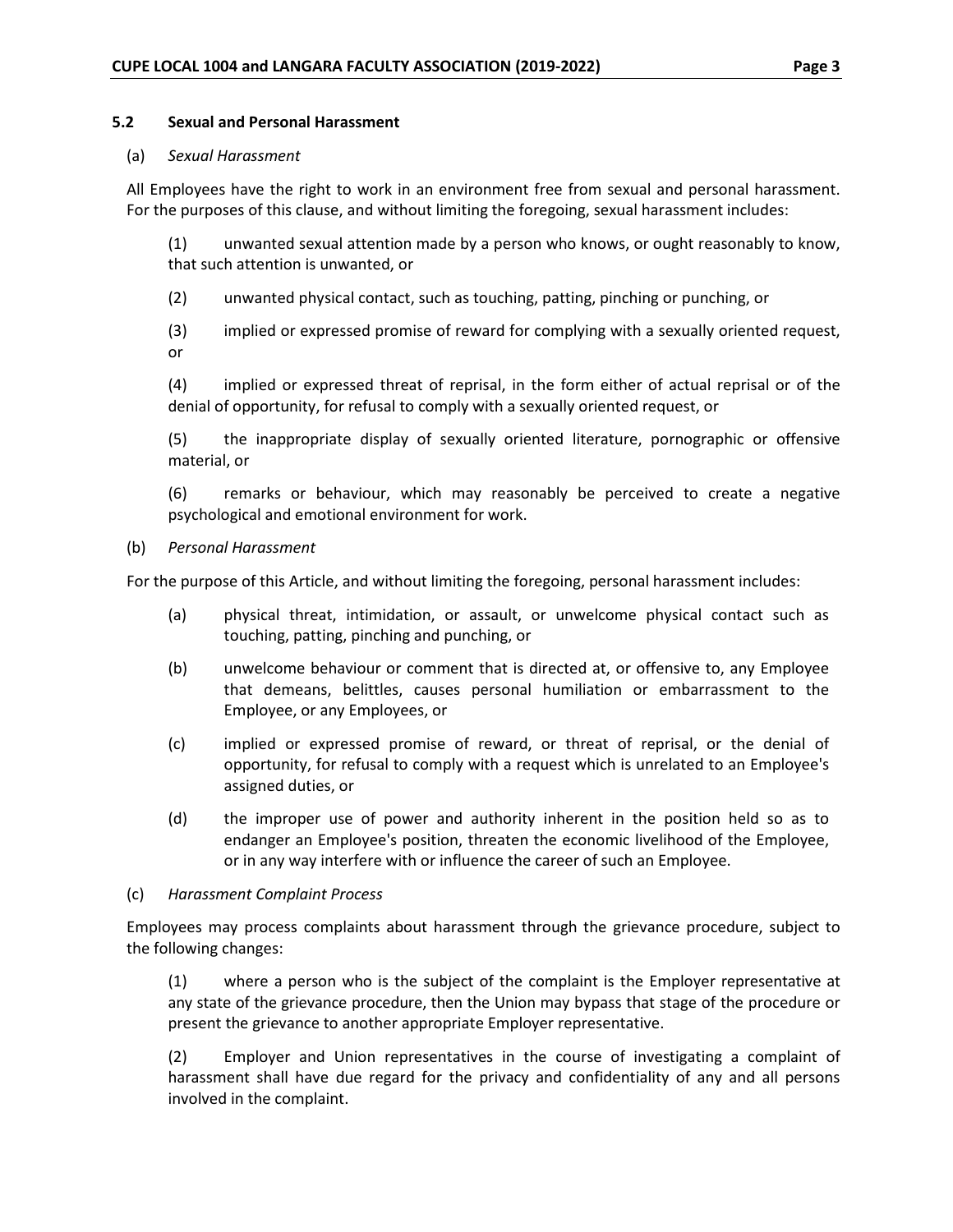### 5.2 Sexual and Personal Harassment

(a) *Sexual Harassment*

All Employees have the right to work in an environment free from sexual and personal harassment. For the purposes of this clause, and without limiting the foregoing, sexual harassment includes:

(1) unwanted sexual attention made by a person who knows, or ought reasonably to know, that such attention is unwanted, or

(2) unwanted physical contact, such as touching, patting, pinching or punching, or

(3) implied or expressed promise of reward for complying with a sexually oriented request, or

(4) implied or expressed threat of reprisal, in the form either of actual reprisal or of the denial of opportunity, for refusal to comply with a sexually oriented request, or

(5) the inappropriate display of sexually oriented literature, pornographic or offensive material, or

(6) remarks or behaviour, which may reasonably be perceived to create a negative psychological and emotional environment for work.

(b) *Personal Harassment*

For the purpose of this Article, and without limiting the foregoing, personal harassment includes:

(a) physical threat, intimidation, or assault, or unwelcome physical contact such as touching, patting, pinching and punching, or

(b) unwelcome behaviour or comment that is directed at, or offensive to, any Employee that demeans, belittles, causes personal humiliation or embarrassment to the Employee, or any Employees, or

(c) implied or expressed promise of reward, or threat of reprisal, or the denial of opportunity, for refusal to comply with a request which is unrelated to an Employee's assigned duties, or

(d) the improper use of power and authority inherent in the position held so as to endanger an Employee's position, threaten the economic livelihood of the Employee, or in any way interfere with or influence the career of such an Employee.

(c) *Harassment Complaint Process*

Employees may process complaints about harassment through the grievance procedure, subject to the following changes:

(1) where a person who is the subject of the complaint is the Employer representative at any state of the grievance procedure, then the Union may bypass that stage of the procedure or present the grievance to another appropriate Employer representative.

(2) Employer and Union representatives in the course of investigating a complaint of harassment shall have due regard for the privacy and confidentiality of any and all persons involved in the complaint.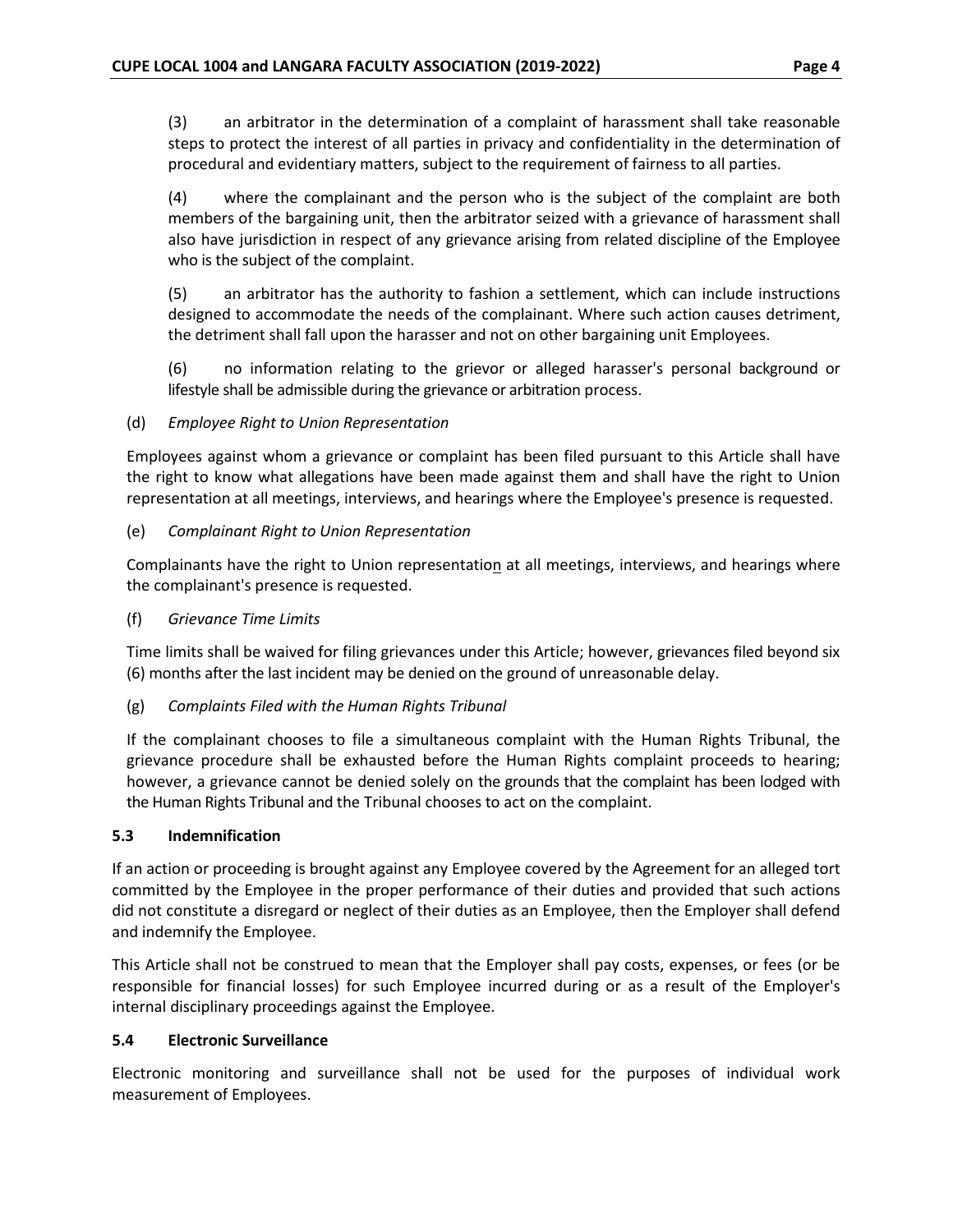(3) an arbitrator in the determination of a complaint of harassment shall take reasonable steps to protect the interest of all parties in privacy and confidentiality in the determination of procedural and evidentiary matters, subject to the requirement of fairness to all parties.

(4) where the complainant and the person who is the subject of the complaint are both members of the bargaining unit, then the arbitrator seized with a grievance of harassment shall also have jurisdiction in respect of any grievance arising from related discipline of the Employee who is the subject of the complaint.

(5) an arbitrator has the authority to fashion a settlement, which can include instructions designed to accommodate the needs of the complainant. Where such action causes detriment, the detriment shall fall upon the harasser and not on other bargaining unit Employees.

(6) no information relating to the grievor or alleged harasser's personal background or lifestyle shall be admissible during the grievance or arbitration process.

(d) *Employee Right to Union Representation*

Employees against whom a grievance or complaint has been filed pursuant to this Article shall have the right to know what allegations have been made against them and shall have the right to Union representation at all meetings, interviews, and hearings where the Employee's presence is requested.

(e) *Complainant Right to Union Representation*

Complainants have the right to Union representation at all meetings, interviews, and hearings where the complainant's presence is requested.

(f) *Grievance Time Limits*

Time limits shall be waived for filing grievances under this Article; however, grievances filed beyond six (6) months after the last incident may be denied on the ground of unreasonable delay.

(g) *Complaints Filed with the Human Rights Tribunal*

If the complainant chooses to file a simultaneous complaint with the Human Rights Tribunal, the grievance procedure shall be exhausted before the Human Rights complaint proceeds to hearing; however, a grievance cannot be denied solely on the grounds that the complaint has been lodged with the Human Rights Tribunal and the Tribunal chooses to act on the complaint.

### 5.3 Indemnification

If an action or proceeding is brought against any Employee covered by the Agreement for an alleged tort committed by the Employee in the proper performance of their duties and provided that such actions did not constitute a disregard or neglect of their duties as an Employee, then the Employer shall defend and indemnify the Employee.

This Article shall not be construed to mean that the Employer shall pay costs, expenses, or fees (or be responsible for financial losses) for such Employee incurred during or as a result of the Employer's internal disciplinary proceedings against the Employee.

### 5.4 Electronic Surveillance

Electronic monitoring and surveillance shall not be used for the purposes of individual work measurement of Employees.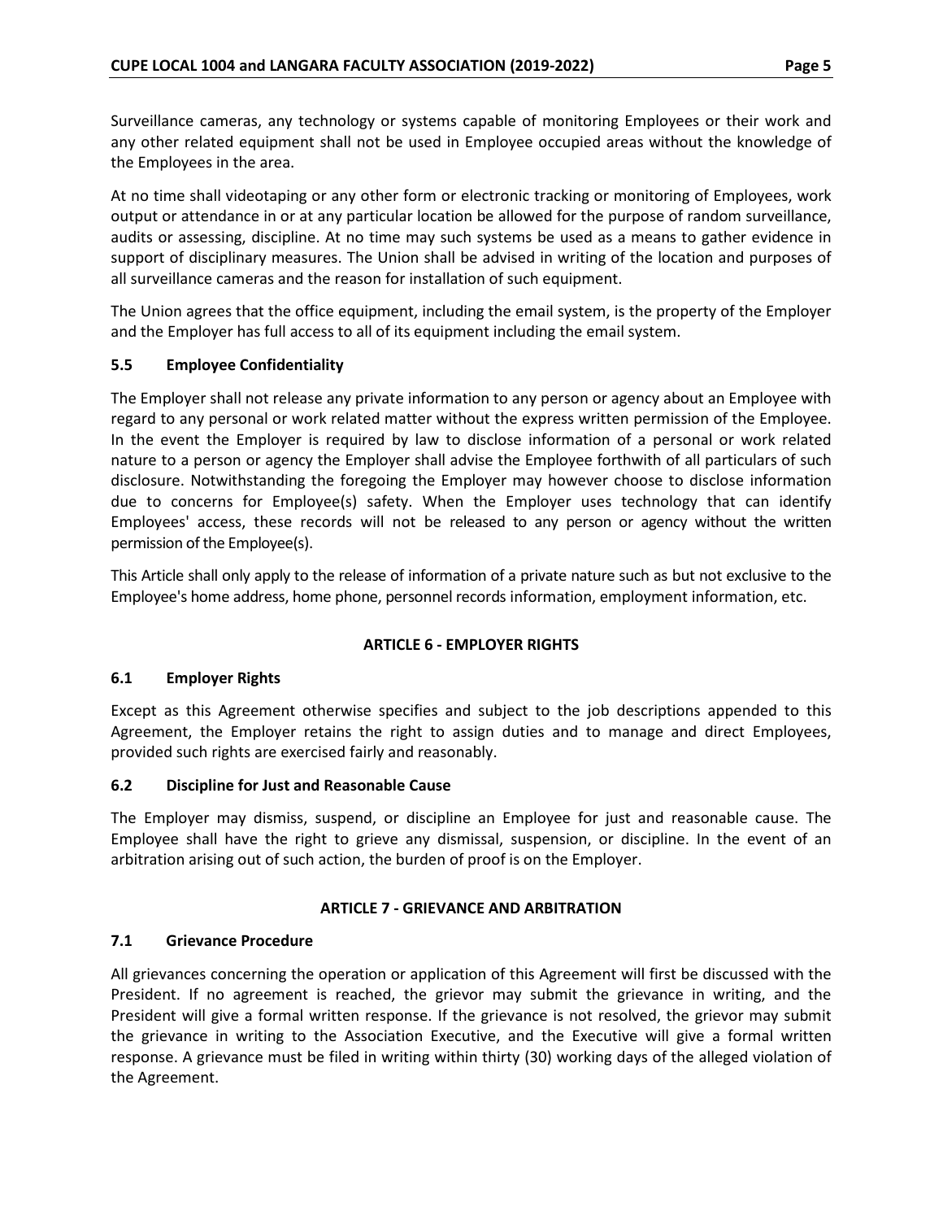Surveillance cameras, any technology or systems capable of monitoring Employees or their work and any other related equipment shall not be used in Employee occupied areas without the knowledge of the Employees in the area.

At no time shall videotaping or any other form or electronic tracking or monitoring of Employees, work output or attendance in or at any particular location be allowed for the purpose of random surveillance, audits or assessing, discipline. At no time may such systems be used as a means to gather evidence in support of disciplinary measures. The Union shall be advised in writing of the location and purposes of all surveillance cameras and the reason for installation of such equipment.

The Union agrees that the office equipment, including the email system, is the property of the Employer and the Employer has full access to all of its equipment including the email system.

### 5.5 Employee Confidentiality

The Employer shall not release any private information to any person or agency about an Employee with regard to any personal or work related matter without the express written permission of the Employee. In the event the Employer is required by law to disclose information of a personal or work related nature to a person or agency the Employer shall advise the Employee forthwith of all particulars of such disclosure. Notwithstanding the foregoing the Employer may however choose to disclose information due to concerns for Employee(s) safety. When the Employer uses technology that can identify Employees' access, these records will not be released to any person or agency without the written permission of the Employee(s).

This Article shall only apply to the release of information of a private nature such as but not exclusive to the Employee's home address, home phone, personnel records information, employment information, etc.

## ARTICLE 6 - EMPLOYER RIGHTS

### 6.1 Employer Rights

Except as this Agreement otherwise specifies and subject to the job descriptions appended to this Agreement, the Employer retains the right to assign duties and to manage and direct Employees, provided such rights are exercised fairly and reasonably.

### 6.2 Discipline for Just and Reasonable Cause

The Employer may dismiss, suspend, or discipline an Employee for just and reasonable cause. The Employee shall have the right to grieve any dismissal, suspension, or discipline. In the event of an arbitration arising out of such action, the burden of proof is on the Employer.

## ARTICLE 7 - GRIEVANCE AND ARBITRATION

### 7.1 Grievance Procedure

All grievances concerning the operation or application of this Agreement will first be discussed with the President. If no agreement is reached, the grievor may submit the grievance in writing, and the President will give a formal written response. If the grievance is not resolved, the grievor may submit the grievance in writing to the Association Executive, and the Executive will give a formal written response. A grievance must be filed in writing within thirty (30) working days of the alleged violation of the Agreement.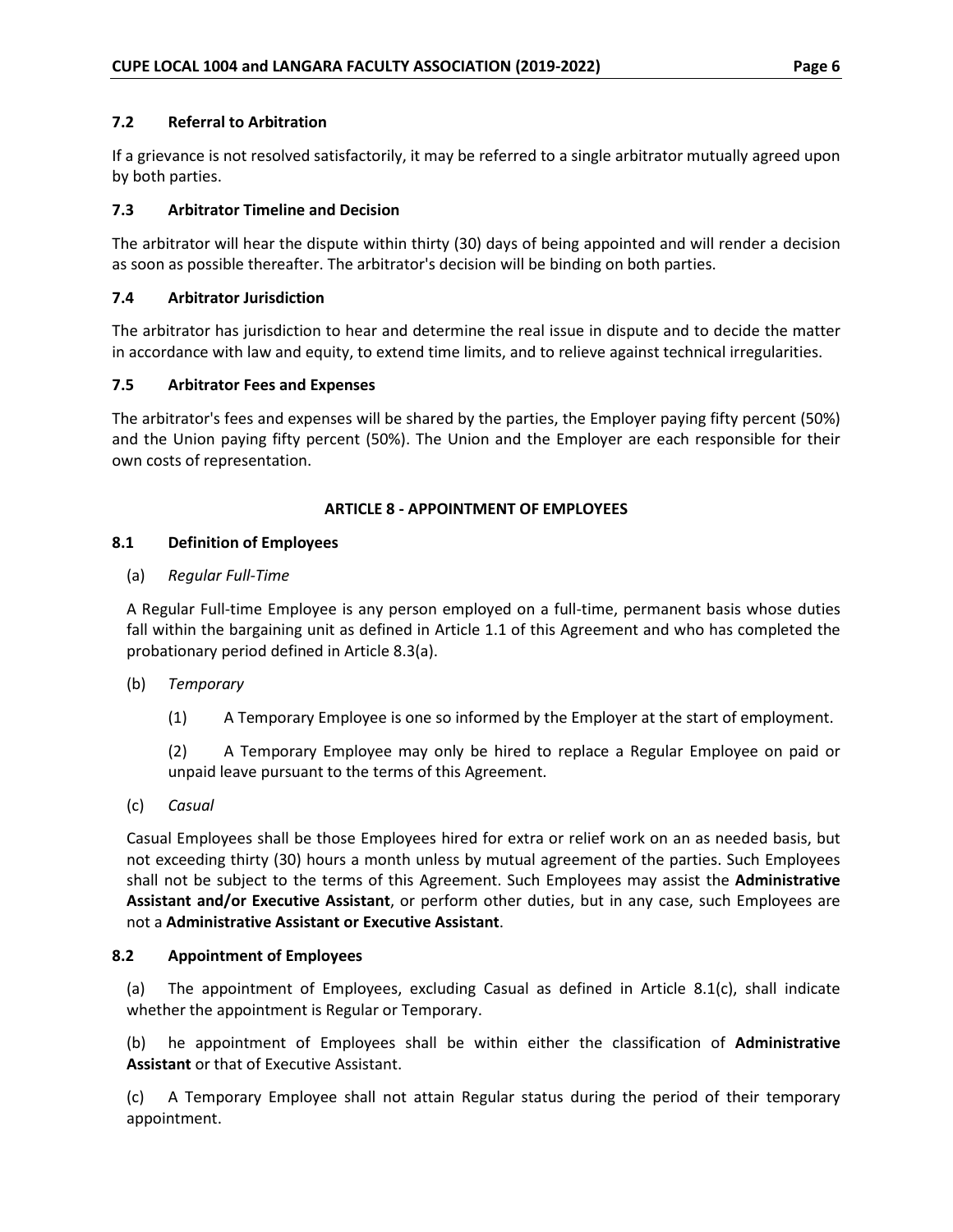### 7.2 Referral to Arbitration

If a grievance is not resolved satisfactorily, it may be referred to a single arbitrator mutually agreed upon by both parties.

### 7.3 Arbitrator Timeline and Decision

The arbitrator will hear the dispute within thirty (30) days of being appointed and will render a decision as soon as possible thereafter. The arbitrator's decision will be binding on both parties.

### 7.4 Arbitrator Jurisdiction

The arbitrator has jurisdiction to hear and determine the real issue in dispute and to decide the matter in accordance with law and equity, to extend time limits, and to relieve against technical irregularities.

### 7.5 Arbitrator Fees and Expenses

The arbitrator's fees and expenses will be shared by the parties, the Employer paying fifty percent (50%) and the Union paying fifty percent (50%). The Union and the Employer are each responsible for their own costs of representation.

## ARTICLE 8 - APPOINTMENT OF EMPLOYEES

### 8.1 Definition of Employees

(a) *Regular Full-Time*

A Regular Full-time Employee is any person employed on a full-time, permanent basis whose duties fall within the bargaining unit as defined in Article 1.1 of this Agreement and who has completed the probationary period defined in Article 8.3(a).

(b) *Temporary*

(1) A Temporary Employee is one so informed by the Employer at the start of employment.

(2) A Temporary Employee may only be hired to replace a Regular Employee on paid or unpaid leave pursuant to the terms of this Agreement.

(c) *Casual*

Casual Employees shall be those Employees hired for extra or relief work on an as needed basis, but not exceeding thirty (30) hours a month unless by mutual agreement of the parties. Such Employees shall not be subject to the terms of this Agreement. Such Employees may assist the **Administrative Assistant and/or Executive Assistant**, or perform other duties, but in any case, such Employees are not a **Administrative Assistant or Executive Assistant**.

### 8.2 Appointment of Employees

(a) The appointment of Employees, excluding Casual as defined in Article 8.1(c), shall indicate whether the appointment is Regular or Temporary.

(b) he appointment of Employees shall be within either the classification of **Administrative Assistant** or that of Executive Assistant.

(c) A Temporary Employee shall not attain Regular status during the period of their temporary appointment.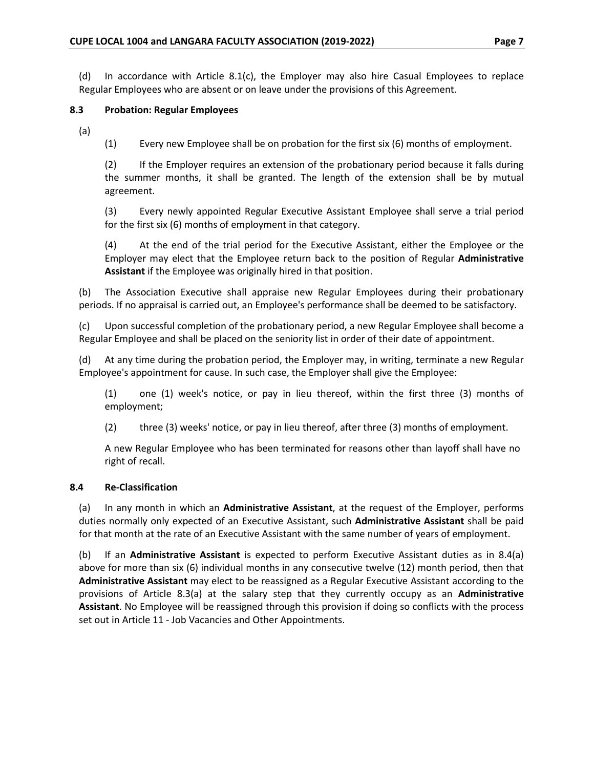(d) In accordance with Article 8.1(c), the Employer may also hire Casual Employees to replace Regular Employees who are absent or on leave under the provisions of this Agreement.

### 8.3 Probation: Regular Employees

(a)

(1) Every new Employee shall be on probation for the first six (6) months of employment.

(2) If the Employer requires an extension of the probationary period because it falls during the summer months, it shall be granted. The length of the extension shall be by mutual agreement.

(3) Every newly appointed Regular Executive Assistant Employee shall serve a trial period for the first six (6) months of employment in that category.

(4) At the end of the trial period for the Executive Assistant, either the Employee or the Employer may elect that the Employee return back to the position of Regular **Administrative Assistant** if the Employee was originally hired in that position.

(b) The Association Executive shall appraise new Regular Employees during their probationary periods. If no appraisal is carried out, an Employee's performance shall be deemed to be satisfactory.

(c) Upon successful completion of the probationary period, a new Regular Employee shall become a Regular Employee and shall be placed on the seniority list in order of their date of appointment.

(d) At any time during the probation period, the Employer may, in writing, terminate a new Regular Employee's appointment for cause. In such case, the Employer shall give the Employee:

(1) one (1) week's notice, or pay in lieu thereof, within the first three (3) months of employment;

(2) three (3) weeks' notice, or pay in lieu thereof, after three (3) months of employment.

A new Regular Employee who has been terminated for reasons other than layoff shall have no right of recall.

### 8.4 Re-Classification

(a) In any month in which an **Administrative Assistant**, at the request of the Employer, performs duties normally only expected of an Executive Assistant, such **Administrative Assistant** shall be paid for that month at the rate of an Executive Assistant with the same number of years of employment.

(b) If an **Administrative Assistant** is expected to perform Executive Assistant duties as in 8.4(a) above for more than six (6) individual months in any consecutive twelve (12) month period, then that **Administrative Assistant** may elect to be reassigned as a Regular Executive Assistant according to the provisions of Article 8.3(a) at the salary step that they currently occupy as an **Administrative Assistant**. No Employee will be reassigned through this provision if doing so conflicts with the process set out in Article 11 - Job Vacancies and Other Appointments.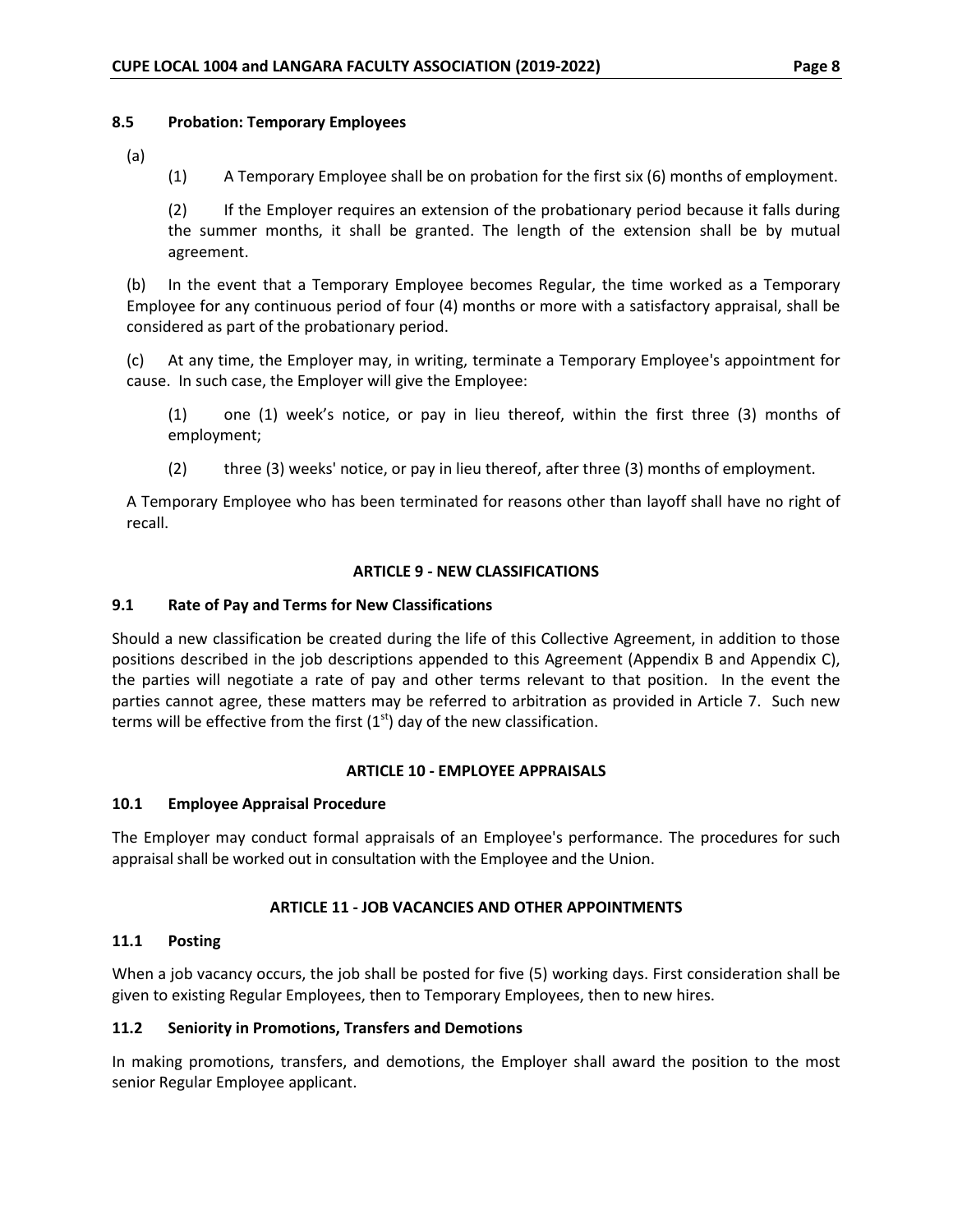### 8.5 Probation: Temporary Employees

(a)

(1) A Temporary Employee shall be on probation for the first six (6) months of employment.

(2) If the Employer requires an extension of the probationary period because it falls during the summer months, it shall be granted. The length of the extension shall be by mutual agreement.

(b) In the event that a Temporary Employee becomes Regular, the time worked as a Temporary Employee for any continuous period of four (4) months or more with a satisfactory appraisal, shall be considered as part of the probationary period.

(c) At any time, the Employer may, in writing, terminate a Temporary Employee's appointment for cause. In such case, the Employer will give the Employee:

(1) one (1) week's notice, or pay in lieu thereof, within the first three (3) months of employment;

(2) three (3) weeks' notice, or pay in lieu thereof, after three (3) months of employment.

A Temporary Employee who has been terminated for reasons other than layoff shall have no right of recall.

## ARTICLE 9 - NEW CLASSIFICATIONS

### 9.1 Rate of Pay and Terms for New Classifications

Should a new classification be created during the life of this Collective Agreement, in addition to those positions described in the job descriptions appended to this Agreement (Appendix B and Appendix C), the parties will negotiate a rate of pay and other terms relevant to that position. In the event the parties cannot agree, these matters may be referred to arbitration as provided in Article 7. Such new terms will be effective from the first (1st) day of the new classification.

## ARTICLE 10 - EMPLOYEE APPRAISALS

### 10.1 Employee Appraisal Procedure

The Employer may conduct formal appraisals of an Employee's performance. The procedures for such appraisal shall be worked out in consultation with the Employee and the Union.

## ARTICLE 11 - JOB VACANCIES AND OTHER APPOINTMENTS

### 11.1 Posting

When a job vacancy occurs, the job shall be posted for five (5) working days. First consideration shall be given to existing Regular Employees, then to Temporary Employees, then to new hires.

### 11.2 Seniority in Promotions, Transfers and Demotions

In making promotions, transfers, and demotions, the Employer shall award the position to the most senior Regular Employee applicant.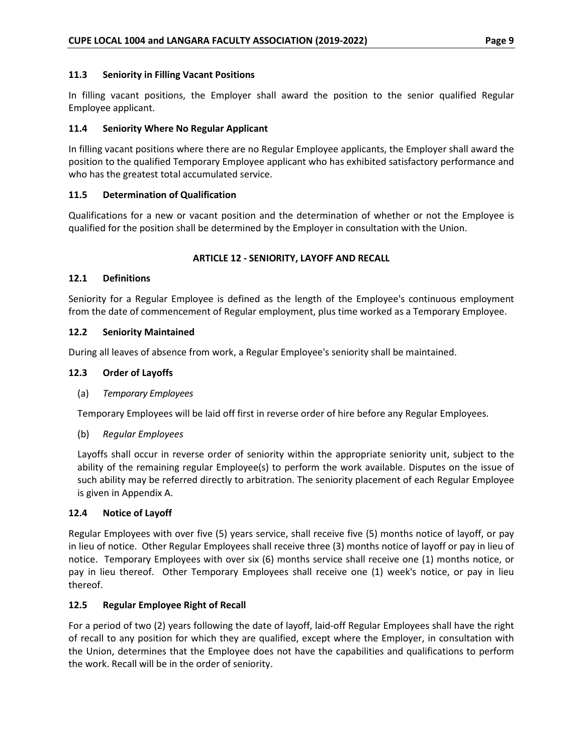### 11.3 Seniority in Filling Vacant Positions

In filling vacant positions, the Employer shall award the position to the senior qualified Regular Employee applicant.

### 11.4 Seniority Where No Regular Applicant

In filling vacant positions where there are no Regular Employee applicants, the Employer shall award the position to the qualified Temporary Employee applicant who has exhibited satisfactory performance and who has the greatest total accumulated service.

### 11.5 Determination of Qualification

Qualifications for a new or vacant position and the determination of whether or not the Employee is qualified for the position shall be determined by the Employer in consultation with the Union.

## ARTICLE 12 - SENIORITY, LAYOFF AND RECALL

### 12.1 Definitions

Seniority for a Regular Employee is defined as the length of the Employee's continuous employment from the date of commencement of Regular employment, plus time worked as a Temporary Employee.

### 12.2 Seniority Maintained

During all leaves of absence from work, a Regular Employee's seniority shall be maintained.

### 12.3 Order of Layoffs

(a) *Temporary Employees*

Temporary Employees will be laid off first in reverse order of hire before any Regular Employees.

(b) *Regular Employees*

Layoffs shall occur in reverse order of seniority within the appropriate seniority unit, subject to the ability of the remaining regular Employee(s) to perform the work available. Disputes on the issue of such ability may be referred directly to arbitration. The seniority placement of each Regular Employee is given in Appendix A.

### 12.4 Notice of Layoff

Regular Employees with over five (5) years service, shall receive five (5) months notice of layoff, or pay in lieu of notice. Other Regular Employees shall receive three (3) months notice of layoff or pay in lieu of notice. Temporary Employees with over six (6) months service shall receive one (1) months notice, or pay in lieu thereof. Other Temporary Employees shall receive one (1) week's notice, or pay in lieu thereof.

### 12.5 Regular Employee Right of Recall

For a period of two (2) years following the date of layoff, laid-off Regular Employees shall have the right of recall to any position for which they are qualified, except where the Employer, in consultation with the Union, determines that the Employee does not have the capabilities and qualifications to perform the work. Recall will be in the order of seniority.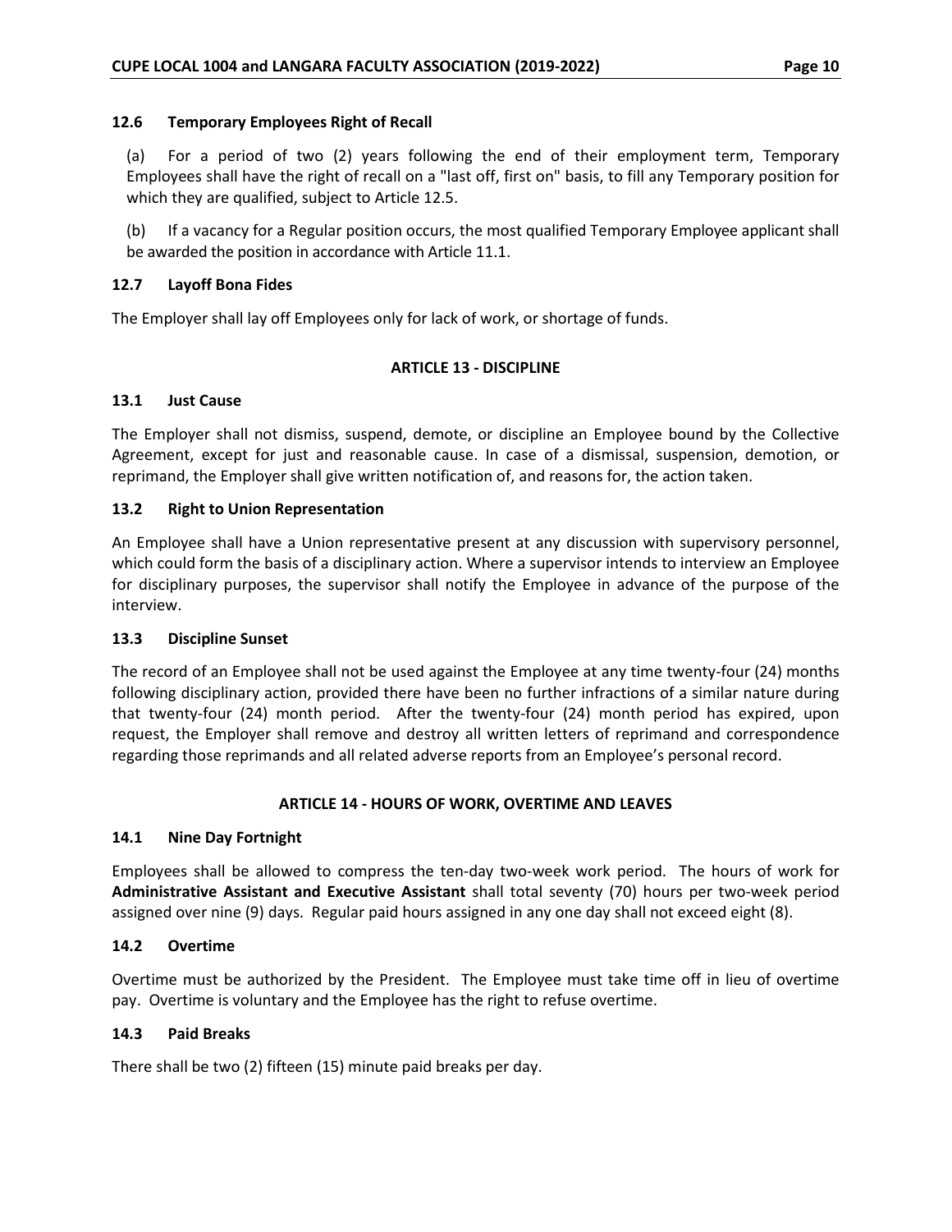### 12.6 Temporary Employees Right of Recall

(a) For a period of two (2) years following the end of their employment term, Temporary Employees shall have the right of recall on a "last off, first on" basis, to fill any Temporary position for which they are qualified, subject to Article 12.5.

(b) If a vacancy for a Regular position occurs, the most qualified Temporary Employee applicant shall be awarded the position in accordance with Article 11.1.

### 12.7 Layoff Bona Fides

The Employer shall lay off Employees only for lack of work, or shortage of funds.

## ARTICLE 13 - DISCIPLINE

### 13.1 Just Cause

The Employer shall not dismiss, suspend, demote, or discipline an Employee bound by the Collective Agreement, except for just and reasonable cause. In case of a dismissal, suspension, demotion, or reprimand, the Employer shall give written notification of, and reasons for, the action taken.

### 13.2 Right to Union Representation

An Employee shall have a Union representative present at any discussion with supervisory personnel, which could form the basis of a disciplinary action. Where a supervisor intends to interview an Employee for disciplinary purposes, the supervisor shall notify the Employee in advance of the purpose of the interview.

### 13.3 Discipline Sunset

The record of an Employee shall not be used against the Employee at any time twenty-four (24) months following disciplinary action, provided there have been no further infractions of a similar nature during that twenty-four (24) month period. After the twenty-four (24) month period has expired, upon request, the Employer shall remove and destroy all written letters of reprimand and correspondence regarding those reprimands and all related adverse reports from an Employee's personal record.

## ARTICLE 14 - HOURS OF WORK, OVERTIME AND LEAVES

### 14.1 Nine Day Fortnight

Employees shall be allowed to compress the ten-day two-week work period. The hours of work for **Administrative Assistant and Executive Assistant** shall total seventy (70) hours per two-week period assigned over nine (9) days. Regular paid hours assigned in any one day shall not exceed eight (8).

### 14.2 Overtime

Overtime must be authorized by the President. The Employee must take time off in lieu of overtime pay. Overtime is voluntary and the Employee has the right to refuse overtime.

### 14.3 Paid Breaks

There shall be two (2) fifteen (15) minute paid breaks per day.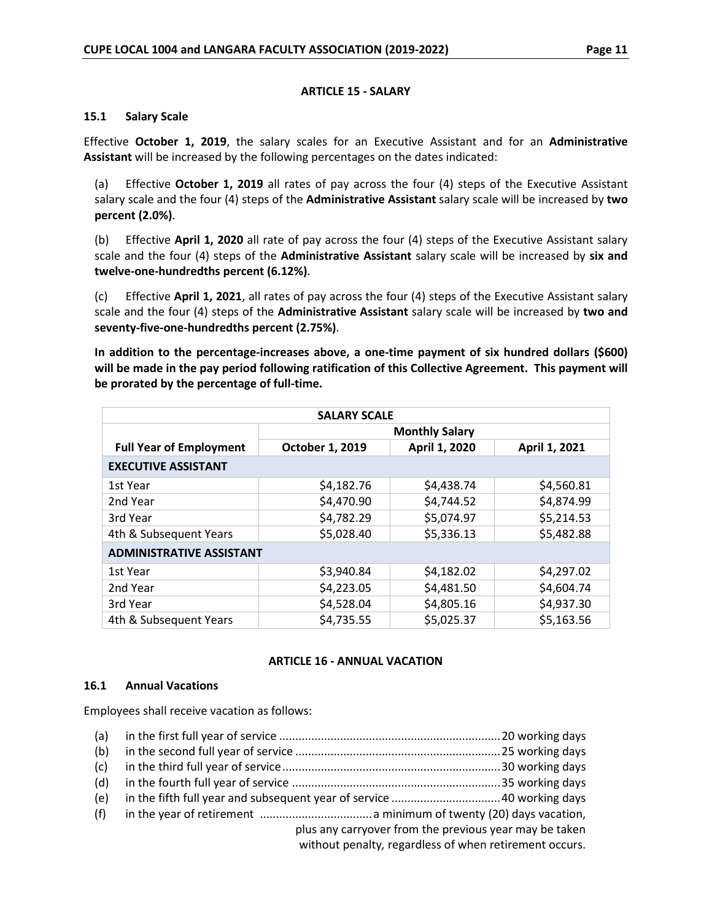## ARTICLE 15 - SALARY

### 15.1 Salary Scale

Effective **October 1, 2019**, the salary scales for an Executive Assistant and for an **Administrative Assistant** will be increased by the following percentages on the dates indicated:

(a) Effective **October 1, 2019** all rates of pay across the four (4) steps of the Executive Assistant salary scale and the four (4) steps of the **Administrative Assistant** salary scale will be increased by **two percent (2.0%)**.

(b) Effective **April 1, 2020** all rate of pay across the four (4) steps of the Executive Assistant salary scale and the four (4) steps of the **Administrative Assistant** salary scale will be increased by **six and twelve-one-hundredths percent (6.12%)**.

(c) Effective **April 1, 2021**, all rates of pay across the four (4) steps of the Executive Assistant salary scale and the four (4) steps of the **Administrative Assistant** salary scale will be increased by **two and seventy-five-one-hundredths percent (2.75%)**.

**In addition to the percentage-increases above, a one-time payment of six hundred dollars ($600) will be made in the pay period following ratification of this Collective Agreement. This payment will be prorated by the percentage of full-time.**

| SALARY SCALE | | | |
|---|---|---|---|
| | Monthly Salary | | |
| **Full Year of Employment** | **October 1, 2019** | **April 1, 2020** | **April 1, 2021** |
| **EXECUTIVE ASSISTANT** | | | |
| 1st Year | $4,182.76 | $4,438.74 | $4,560.81 |
| 2nd Year | $4,470.90 | $4,744.52 | $4,874.99 |
| 3rd Year | $4,782.29 | $5,074.97 | $5,214.53 |
| 4th & Subsequent Years | $5,028.40 | $5,336.13 | $5,482.88 |
| **ADMINISTRATIVE ASSISTANT** | | | |
| 1st Year | $3,940.84 | $4,182.02 | $4,297.02 |
| 2nd Year | $4,223.05 | $4,481.50 | $4,604.74 |
| 3rd Year | $4,528.04 | $4,805.16 | $4,937.30 |
| 4th & Subsequent Years | $4,735.55 | $5,025.37 | $5,163.56 |

## ARTICLE 16 - ANNUAL VACATION

### 16.1 Annual Vacations

Employees shall receive vacation as follows:

(a) in the first full year of service .................... 20 working days
(b) in the second full year of service .................... 25 working days
(c) in the third full year of service .................... 30 working days
(d) in the fourth full year of service .................... 35 working days
(e) in the fifth full year and subsequent year of service .................... 40 working days
(f) in the year of retirement .................... a minimum of twenty (20) days vacation, plus any carryover from the previous year may be taken without penalty, regardless of when retirement occurs.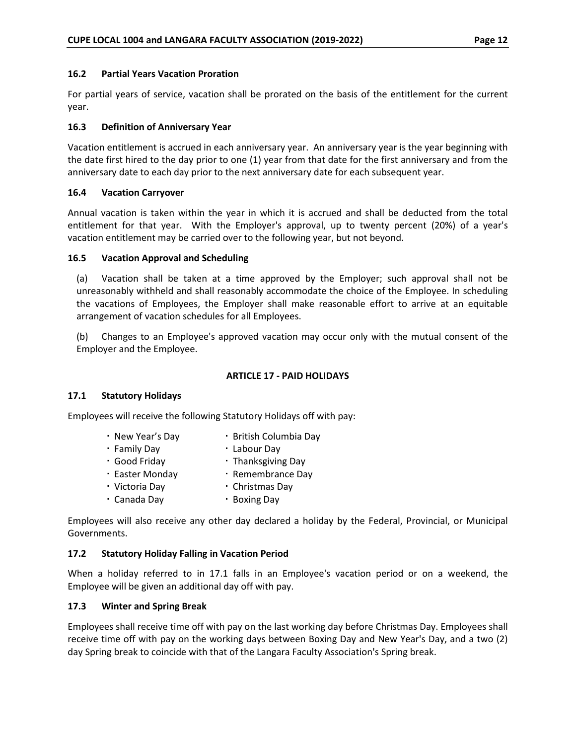### 16.2 Partial Years Vacation Proration

For partial years of service, vacation shall be prorated on the basis of the entitlement for the current year.

### 16.3 Definition of Anniversary Year

Vacation entitlement is accrued in each anniversary year. An anniversary year is the year beginning with the date first hired to the day prior to one (1) year from that date for the first anniversary and from the anniversary date to each day prior to the next anniversary date for each subsequent year.

### 16.4 Vacation Carryover

Annual vacation is taken within the year in which it is accrued and shall be deducted from the total entitlement for that year. With the Employer's approval, up to twenty percent (20%) of a year's vacation entitlement may be carried over to the following year, but not beyond.

### 16.5 Vacation Approval and Scheduling

(a) Vacation shall be taken at a time approved by the Employer; such approval shall not be unreasonably withheld and shall reasonably accommodate the choice of the Employee. In scheduling the vacations of Employees, the Employer shall make reasonable effort to arrive at an equitable arrangement of vacation schedules for all Employees.

(b) Changes to an Employee's approved vacation may occur only with the mutual consent of the Employer and the Employee.

## ARTICLE 17 - PAID HOLIDAYS

### 17.1 Statutory Holidays

Employees will receive the following Statutory Holidays off with pay:

- New Year's Day
- Family Day
- Good Friday
- Easter Monday
- Victoria Day
- Canada Day
- British Columbia Day
- Labour Day
- Thanksgiving Day
- Remembrance Day
- Christmas Day
- Boxing Day

Employees will also receive any other day declared a holiday by the Federal, Provincial, or Municipal Governments.

### 17.2 Statutory Holiday Falling in Vacation Period

When a holiday referred to in 17.1 falls in an Employee's vacation period or on a weekend, the Employee will be given an additional day off with pay.

### 17.3 Winter and Spring Break

Employees shall receive time off with pay on the last working day before Christmas Day. Employees shall receive time off with pay on the working days between Boxing Day and New Year's Day, and a two (2) day Spring break to coincide with that of the Langara Faculty Association's Spring break.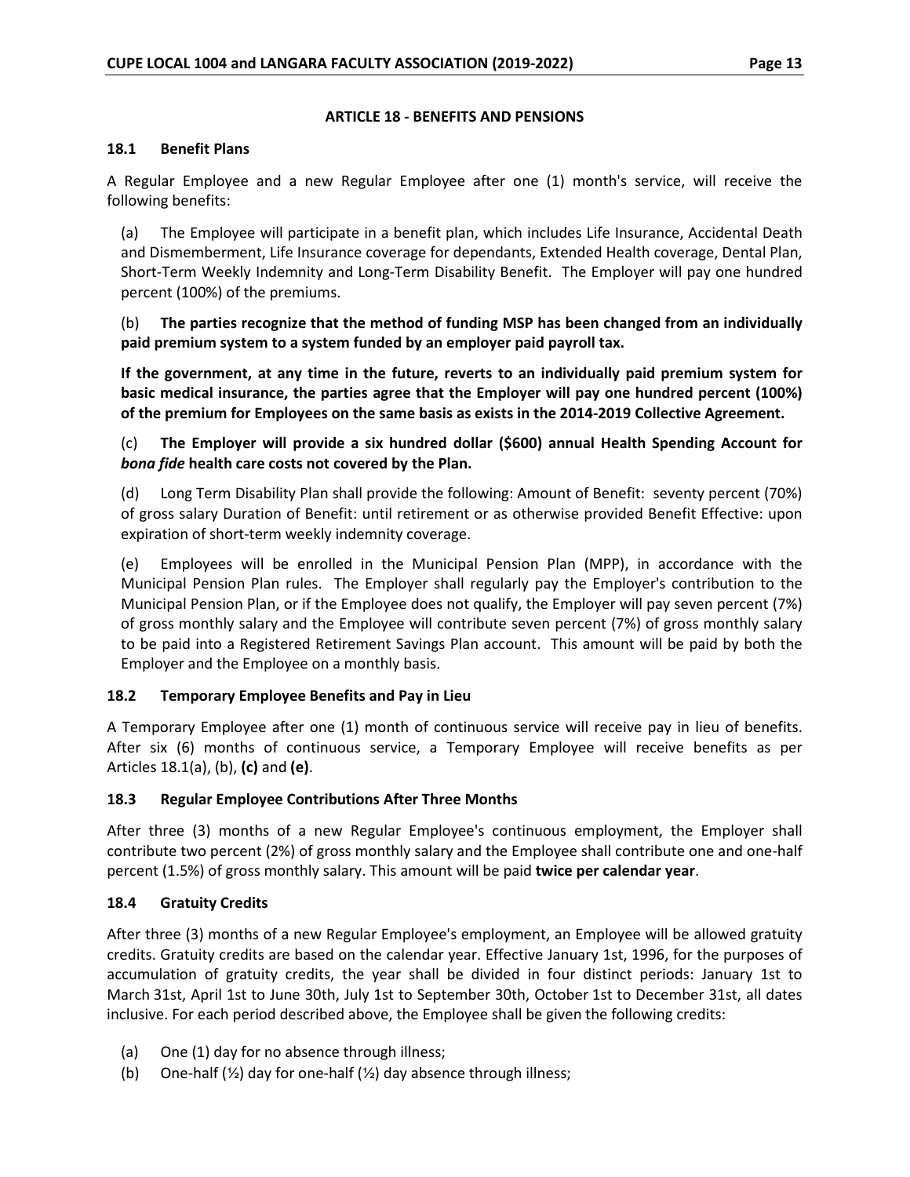## ARTICLE 18 - BENEFITS AND PENSIONS

### 18.1 Benefit Plans

A Regular Employee and a new Regular Employee after one (1) month's service, will receive the following benefits:

(a) The Employee will participate in a benefit plan, which includes Life Insurance, Accidental Death and Dismemberment, Life Insurance coverage for dependants, Extended Health coverage, Dental Plan, Short-Term Weekly Indemnity and Long-Term Disability Benefit. The Employer will pay one hundred percent (100%) of the premiums.

(b) **The parties recognize that the method of funding MSP has been changed from an individually paid premium system to a system funded by an employer paid payroll tax.**

**If the government, at any time in the future, reverts to an individually paid premium system for basic medical insurance, the parties agree that the Employer will pay one hundred percent (100%) of the premium for Employees on the same basis as exists in the 2014-2019 Collective Agreement.**

(c) **The Employer will provide a six hundred dollar ($600) annual Health Spending Account for *bona fide* health care costs not covered by the Plan.**

(d) Long Term Disability Plan shall provide the following: Amount of Benefit: seventy percent (70%) of gross salary Duration of Benefit: until retirement or as otherwise provided Benefit Effective: upon expiration of short-term weekly indemnity coverage.

(e) Employees will be enrolled in the Municipal Pension Plan (MPP), in accordance with the Municipal Pension Plan rules. The Employer shall regularly pay the Employer's contribution to the Municipal Pension Plan, or if the Employee does not qualify, the Employer will pay seven percent (7%) of gross monthly salary and the Employee will contribute seven percent (7%) of gross monthly salary to be paid into a Registered Retirement Savings Plan account. This amount will be paid by both the Employer and the Employee on a monthly basis.

### 18.2 Temporary Employee Benefits and Pay in Lieu

A Temporary Employee after one (1) month of continuous service will receive pay in lieu of benefits. After six (6) months of continuous service, a Temporary Employee will receive benefits as per Articles 18.1(a), (b), **(c)** and **(e)**.

### 18.3 Regular Employee Contributions After Three Months

After three (3) months of a new Regular Employee's continuous employment, the Employer shall contribute two percent (2%) of gross monthly salary and the Employee shall contribute one and one-half percent (1.5%) of gross monthly salary. This amount will be paid **twice per calendar year**.

### 18.4 Gratuity Credits

After three (3) months of a new Regular Employee's employment, an Employee will be allowed gratuity credits. Gratuity credits are based on the calendar year. Effective January 1st, 1996, for the purposes of accumulation of gratuity credits, the year shall be divided in four distinct periods: January 1st to March 31st, April 1st to June 30th, July 1st to September 30th, October 1st to December 31st, all dates inclusive. For each period described above, the Employee shall be given the following credits:

(a) One (1) day for no absence through illness;
(b) One-half (½) day for one-half (½) day absence through illness;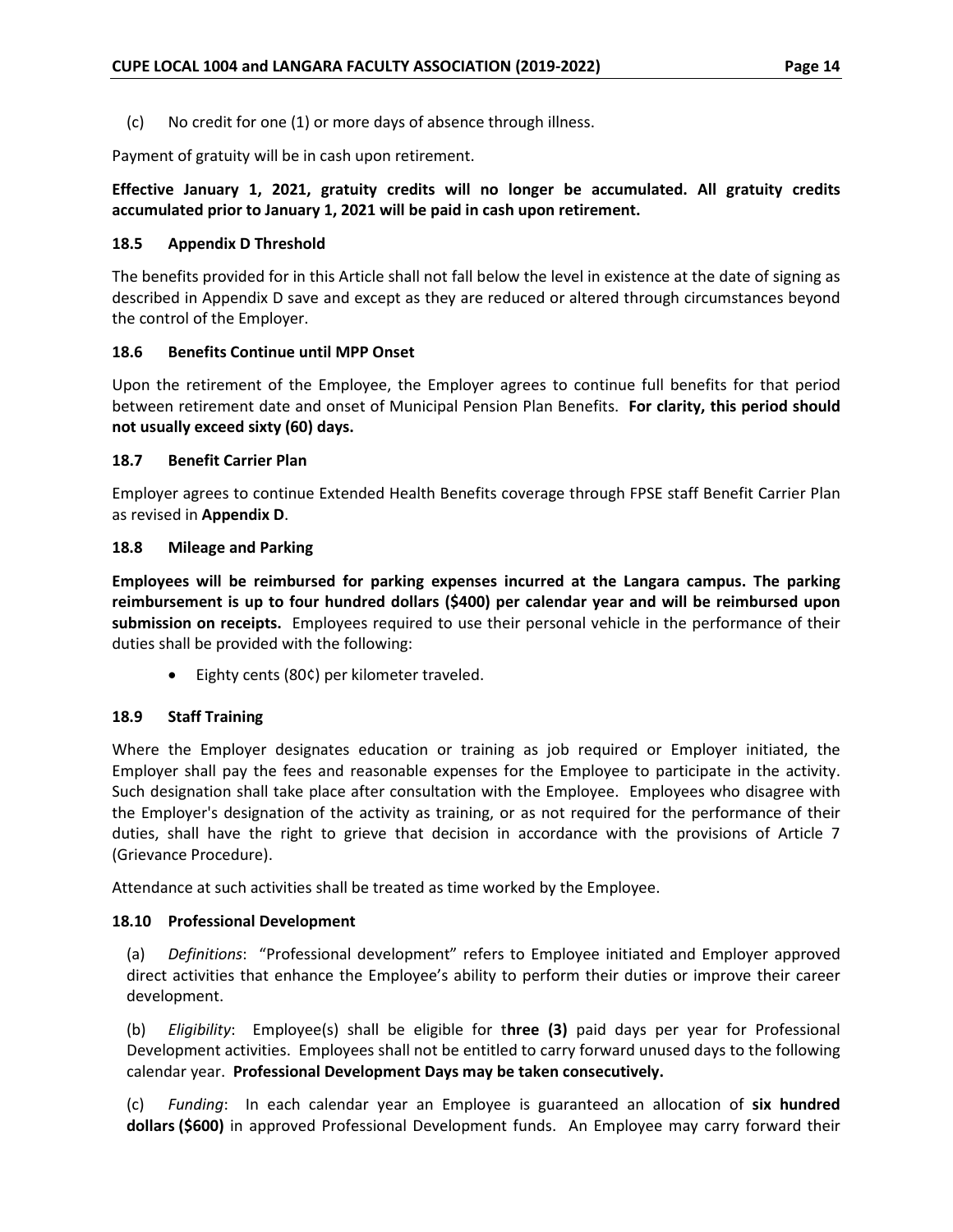(c) No credit for one (1) or more days of absence through illness.

Payment of gratuity will be in cash upon retirement.

**Effective January 1, 2021, gratuity credits will no longer be accumulated. All gratuity credits accumulated prior to January 1, 2021 will be paid in cash upon retirement.**

### 18.5 Appendix D Threshold

The benefits provided for in this Article shall not fall below the level in existence at the date of signing as described in Appendix D save and except as they are reduced or altered through circumstances beyond the control of the Employer.

### 18.6 Benefits Continue until MPP Onset

Upon the retirement of the Employee, the Employer agrees to continue full benefits for that period between retirement date and onset of Municipal Pension Plan Benefits. **For clarity, this period should not usually exceed sixty (60) days.**

### 18.7 Benefit Carrier Plan

Employer agrees to continue Extended Health Benefits coverage through FPSE staff Benefit Carrier Plan as revised in **Appendix D**.

### 18.8 Mileage and Parking

**Employees will be reimbursed for parking expenses incurred at the Langara campus. The parking reimbursement is up to four hundred dollars ($400) per calendar year and will be reimbursed upon submission on receipts.** Employees required to use their personal vehicle in the performance of their duties shall be provided with the following:

- Eighty cents (80¢) per kilometer traveled.

### 18.9 Staff Training

Where the Employer designates education or training as job required or Employer initiated, the Employer shall pay the fees and reasonable expenses for the Employee to participate in the activity. Such designation shall take place after consultation with the Employee. Employees who disagree with the Employer's designation of the activity as training, or as not required for the performance of their duties, shall have the right to grieve that decision in accordance with the provisions of Article 7 (Grievance Procedure).

Attendance at such activities shall be treated as time worked by the Employee.

### 18.10 Professional Development

(a) *Definitions*: "Professional development" refers to Employee initiated and Employer approved direct activities that enhance the Employee's ability to perform their duties or improve their career development.

(b) *Eligibility*: Employee(s) shall be eligible for t**hree (3)** paid days per year for Professional Development activities. Employees shall not be entitled to carry forward unused days to the following calendar year. **Professional Development Days may be taken consecutively.**

(c) *Funding*: In each calendar year an Employee is guaranteed an allocation of **six hundred dollars ($600)** in approved Professional Development funds. An Employee may carry forward their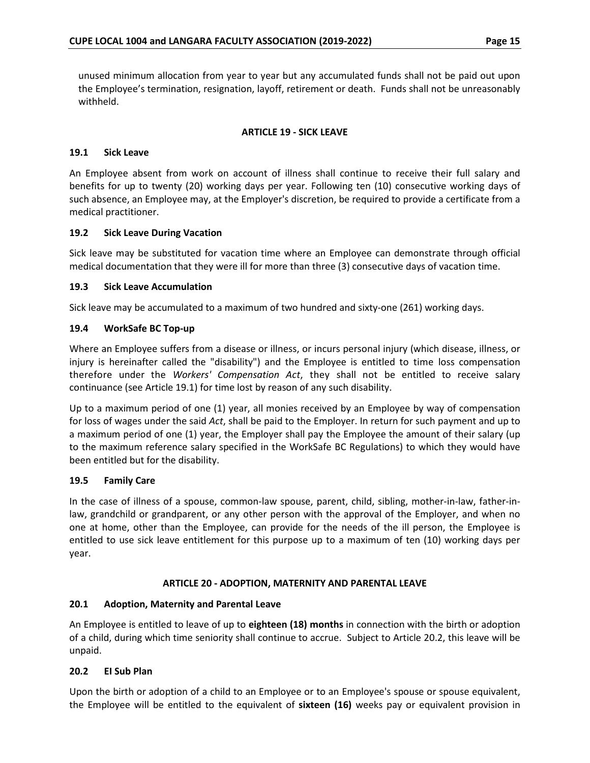unused minimum allocation from year to year but any accumulated funds shall not be paid out upon the Employee's termination, resignation, layoff, retirement or death. Funds shall not be unreasonably withheld.

## ARTICLE 19 - SICK LEAVE

### 19.1 Sick Leave

An Employee absent from work on account of illness shall continue to receive their full salary and benefits for up to twenty (20) working days per year. Following ten (10) consecutive working days of such absence, an Employee may, at the Employer's discretion, be required to provide a certificate from a medical practitioner.

### 19.2 Sick Leave During Vacation

Sick leave may be substituted for vacation time where an Employee can demonstrate through official medical documentation that they were ill for more than three (3) consecutive days of vacation time.

### 19.3 Sick Leave Accumulation

Sick leave may be accumulated to a maximum of two hundred and sixty-one (261) working days.

### 19.4 WorkSafe BC Top-up

Where an Employee suffers from a disease or illness, or incurs personal injury (which disease, illness, or injury is hereinafter called the "disability") and the Employee is entitled to time loss compensation therefore under the *Workers' Compensation Act*, they shall not be entitled to receive salary continuance (see Article 19.1) for time lost by reason of any such disability.

Up to a maximum period of one (1) year, all monies received by an Employee by way of compensation for loss of wages under the said *Act*, shall be paid to the Employer. In return for such payment and up to a maximum period of one (1) year, the Employer shall pay the Employee the amount of their salary (up to the maximum reference salary specified in the WorkSafe BC Regulations) to which they would have been entitled but for the disability.

### 19.5 Family Care

In the case of illness of a spouse, common-law spouse, parent, child, sibling, mother-in-law, father-in-law, grandchild or grandparent, or any other person with the approval of the Employer, and when no one at home, other than the Employee, can provide for the needs of the ill person, the Employee is entitled to use sick leave entitlement for this purpose up to a maximum of ten (10) working days per year.

## ARTICLE 20 - ADOPTION, MATERNITY AND PARENTAL LEAVE

### 20.1 Adoption, Maternity and Parental Leave

An Employee is entitled to leave of up to **eighteen (18) months** in connection with the birth or adoption of a child, during which time seniority shall continue to accrue. Subject to Article 20.2, this leave will be unpaid.

### 20.2 EI Sub Plan

Upon the birth or adoption of a child to an Employee or to an Employee's spouse or spouse equivalent, the Employee will be entitled to the equivalent of **sixteen (16)** weeks pay or equivalent provision in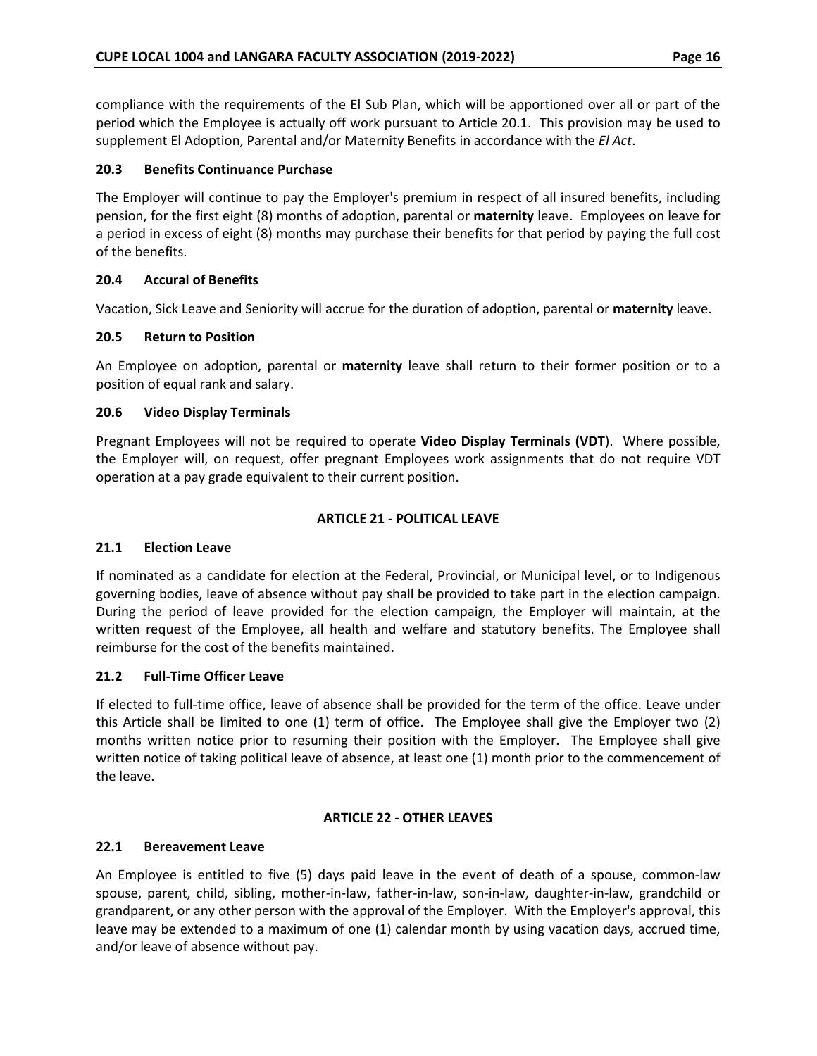compliance with the requirements of the El Sub Plan, which will be apportioned over all or part of the period which the Employee is actually off work pursuant to Article 20.1. This provision may be used to supplement El Adoption, Parental and/or Maternity Benefits in accordance with the *El Act*.

### 20.3 Benefits Continuance Purchase

The Employer will continue to pay the Employer's premium in respect of all insured benefits, including pension, for the first eight (8) months of adoption, parental or **maternity** leave. Employees on leave for a period in excess of eight (8) months may purchase their benefits for that period by paying the full cost of the benefits.

### 20.4 Accural of Benefits

Vacation, Sick Leave and Seniority will accrue for the duration of adoption, parental or **maternity** leave.

### 20.5 Return to Position

An Employee on adoption, parental or **maternity** leave shall return to their former position or to a position of equal rank and salary.

### 20.6 Video Display Terminals

Pregnant Employees will not be required to operate **Video Display Terminals (VDT**). Where possible, the Employer will, on request, offer pregnant Employees work assignments that do not require VDT operation at a pay grade equivalent to their current position.

## ARTICLE 21 - POLITICAL LEAVE

### 21.1 Election Leave

If nominated as a candidate for election at the Federal, Provincial, or Municipal level, or to Indigenous governing bodies, leave of absence without pay shall be provided to take part in the election campaign. During the period of leave provided for the election campaign, the Employer will maintain, at the written request of the Employee, all health and welfare and statutory benefits. The Employee shall reimburse for the cost of the benefits maintained.

### 21.2 Full-Time Officer Leave

If elected to full-time office, leave of absence shall be provided for the term of the office. Leave under this Article shall be limited to one (1) term of office. The Employee shall give the Employer two (2) months written notice prior to resuming their position with the Employer. The Employee shall give written notice of taking political leave of absence, at least one (1) month prior to the commencement of the leave.

## ARTICLE 22 - OTHER LEAVES

### 22.1 Bereavement Leave

An Employee is entitled to five (5) days paid leave in the event of death of a spouse, common-law spouse, parent, child, sibling, mother-in-law, father-in-law, son-in-law, daughter-in-law, grandchild or grandparent, or any other person with the approval of the Employer. With the Employer's approval, this leave may be extended to a maximum of one (1) calendar month by using vacation days, accrued time, and/or leave of absence without pay.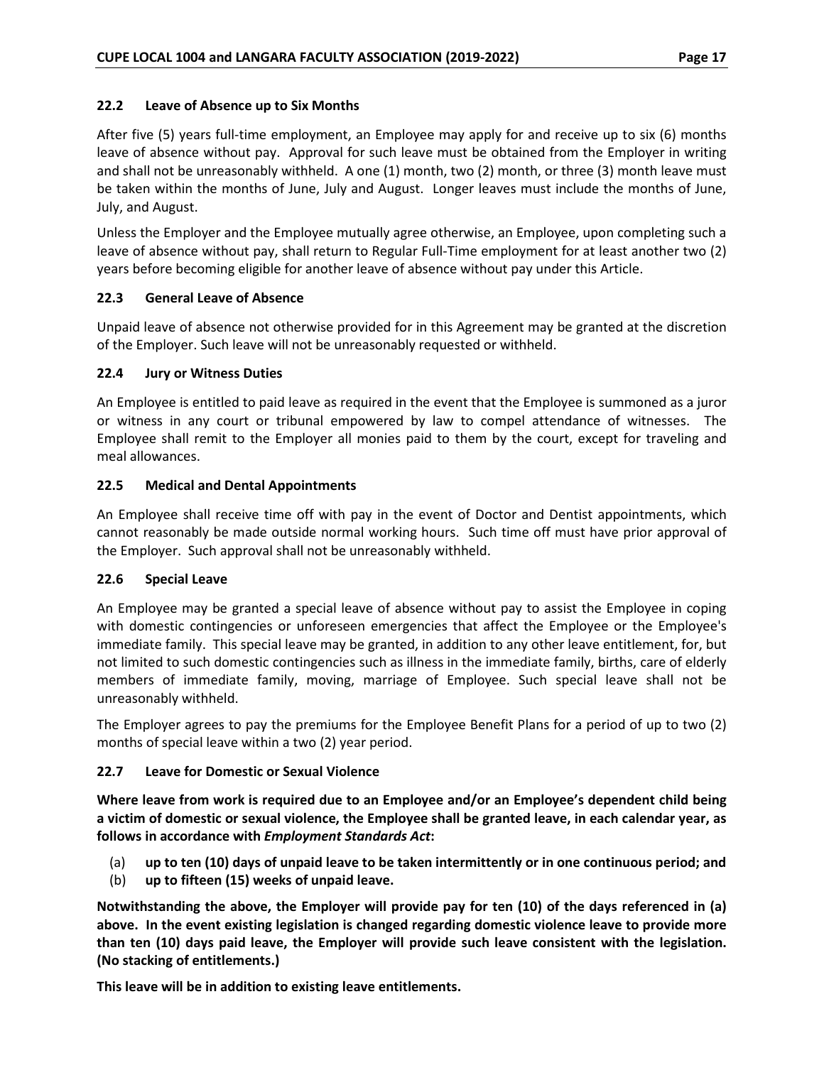### 22.2 Leave of Absence up to Six Months

After five (5) years full-time employment, an Employee may apply for and receive up to six (6) months leave of absence without pay. Approval for such leave must be obtained from the Employer in writing and shall not be unreasonably withheld. A one (1) month, two (2) month, or three (3) month leave must be taken within the months of June, July and August. Longer leaves must include the months of June, July, and August.

Unless the Employer and the Employee mutually agree otherwise, an Employee, upon completing such a leave of absence without pay, shall return to Regular Full-Time employment for at least another two (2) years before becoming eligible for another leave of absence without pay under this Article.

### 22.3 General Leave of Absence

Unpaid leave of absence not otherwise provided for in this Agreement may be granted at the discretion of the Employer. Such leave will not be unreasonably requested or withheld.

### 22.4 Jury or Witness Duties

An Employee is entitled to paid leave as required in the event that the Employee is summoned as a juror or witness in any court or tribunal empowered by law to compel attendance of witnesses. The Employee shall remit to the Employer all monies paid to them by the court, except for traveling and meal allowances.

### 22.5 Medical and Dental Appointments

An Employee shall receive time off with pay in the event of Doctor and Dentist appointments, which cannot reasonably be made outside normal working hours. Such time off must have prior approval of the Employer. Such approval shall not be unreasonably withheld.

### 22.6 Special Leave

An Employee may be granted a special leave of absence without pay to assist the Employee in coping with domestic contingencies or unforeseen emergencies that affect the Employee or the Employee's immediate family. This special leave may be granted, in addition to any other leave entitlement, for, but not limited to such domestic contingencies such as illness in the immediate family, births, care of elderly members of immediate family, moving, marriage of Employee. Such special leave shall not be unreasonably withheld.

The Employer agrees to pay the premiums for the Employee Benefit Plans for a period of up to two (2) months of special leave within a two (2) year period.

### 22.7 Leave for Domestic or Sexual Violence

**Where leave from work is required due to an Employee and/or an Employee's dependent child being a victim of domestic or sexual violence, the Employee shall be granted leave, in each calendar year, as follows in accordance with *Employment Standards Act*:**

(a) **up to ten (10) days of unpaid leave to be taken intermittently or in one continuous period; and**

(b) **up to fifteen (15) weeks of unpaid leave.**

**Notwithstanding the above, the Employer will provide pay for ten (10) of the days referenced in (a) above. In the event existing legislation is changed regarding domestic violence leave to provide more than ten (10) days paid leave, the Employer will provide such leave consistent with the legislation. (No stacking of entitlements.)**

**This leave will be in addition to existing leave entitlements.**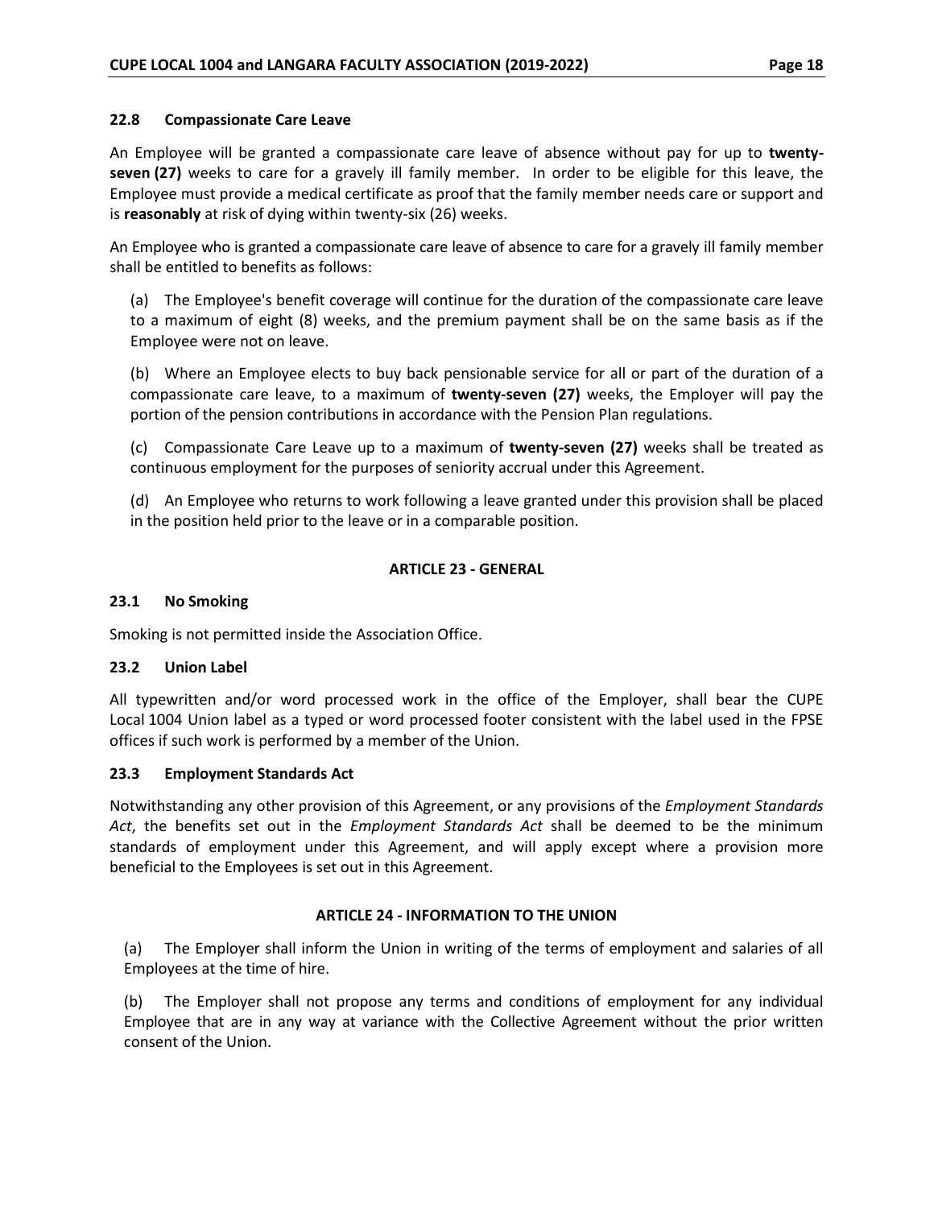### 22.8 Compassionate Care Leave

An Employee will be granted a compassionate care leave of absence without pay for up to **twenty-seven (27)** weeks to care for a gravely ill family member. In order to be eligible for this leave, the Employee must provide a medical certificate as proof that the family member needs care or support and is **reasonably** at risk of dying within twenty-six (26) weeks.

An Employee who is granted a compassionate care leave of absence to care for a gravely ill family member shall be entitled to benefits as follows:

(a) The Employee's benefit coverage will continue for the duration of the compassionate care leave to a maximum of eight (8) weeks, and the premium payment shall be on the same basis as if the Employee were not on leave.

(b) Where an Employee elects to buy back pensionable service for all or part of the duration of a compassionate care leave, to a maximum of **twenty-seven (27)** weeks, the Employer will pay the portion of the pension contributions in accordance with the Pension Plan regulations.

(c) Compassionate Care Leave up to a maximum of **twenty-seven (27)** weeks shall be treated as continuous employment for the purposes of seniority accrual under this Agreement.

(d) An Employee who returns to work following a leave granted under this provision shall be placed in the position held prior to the leave or in a comparable position.

## ARTICLE 23 - GENERAL

### 23.1 No Smoking

Smoking is not permitted inside the Association Office.

### 23.2 Union Label

All typewritten and/or word processed work in the office of the Employer, shall bear the CUPE Local 1004 Union label as a typed or word processed footer consistent with the label used in the FPSE offices if such work is performed by a member of the Union.

### 23.3 Employment Standards Act

Notwithstanding any other provision of this Agreement, or any provisions of the *Employment Standards Act*, the benefits set out in the *Employment Standards Act* shall be deemed to be the minimum standards of employment under this Agreement, and will apply except where a provision more beneficial to the Employees is set out in this Agreement.

## ARTICLE 24 - INFORMATION TO THE UNION

(a) The Employer shall inform the Union in writing of the terms of employment and salaries of all Employees at the time of hire.

(b) The Employer shall not propose any terms and conditions of employment for any individual Employee that are in any way at variance with the Collective Agreement without the prior written consent of the Union.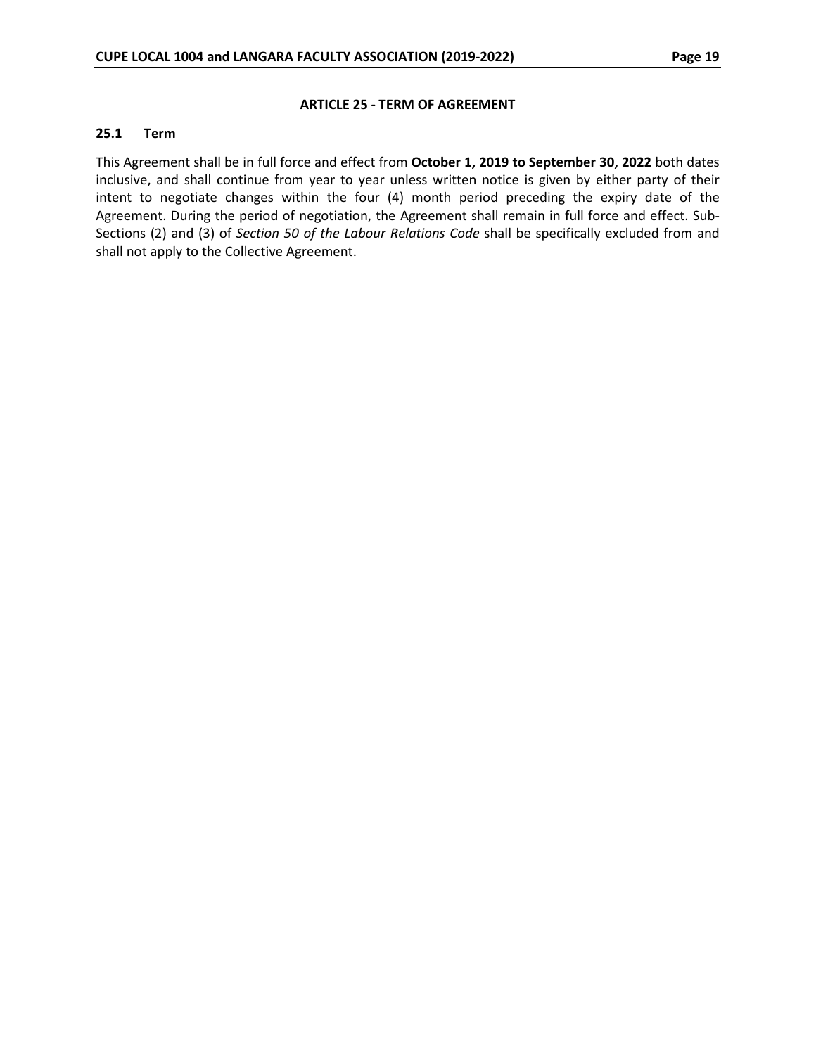## ARTICLE 25 - TERM OF AGREEMENT

### 25.1 Term

This Agreement shall be in full force and effect from **October 1, 2019 to September 30, 2022** both dates inclusive, and shall continue from year to year unless written notice is given by either party of their intent to negotiate changes within the four (4) month period preceding the expiry date of the Agreement. During the period of negotiation, the Agreement shall remain in full force and effect. Sub-Sections (2) and (3) of *Section 50 of the Labour Relations Code* shall be specifically excluded from and shall not apply to the Collective Agreement.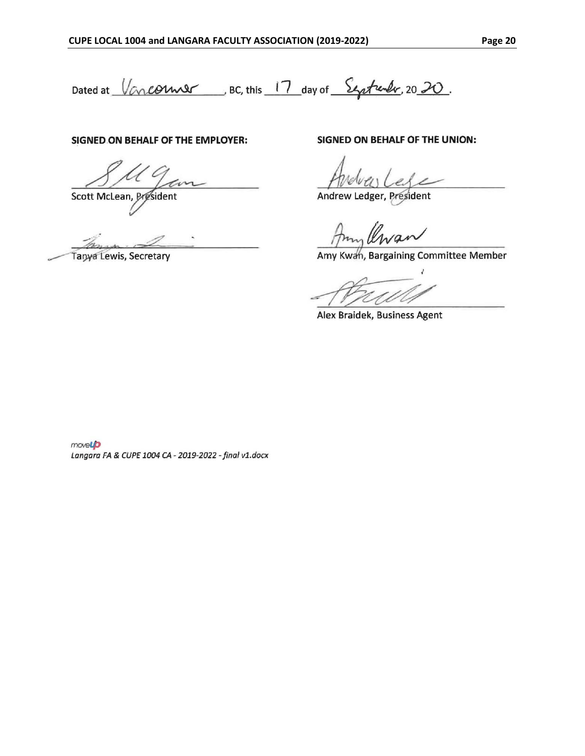Dated at Vancouver, BC, this 17 day of September, 20 20.

**SIGNED ON BEHALF OF THE EMPLOYER:**

Scott McLean, President

Tanya Lewis, Secretary

**SIGNED ON BEHALF OF THE UNION:**

Andrew Ledger, President

Amy Kwan, Bargaining Committee Member

Alex Braidek, Business Agent

moveUP
*Langara FA & CUPE 1004 CA - 2019-2022 - final v1.docx*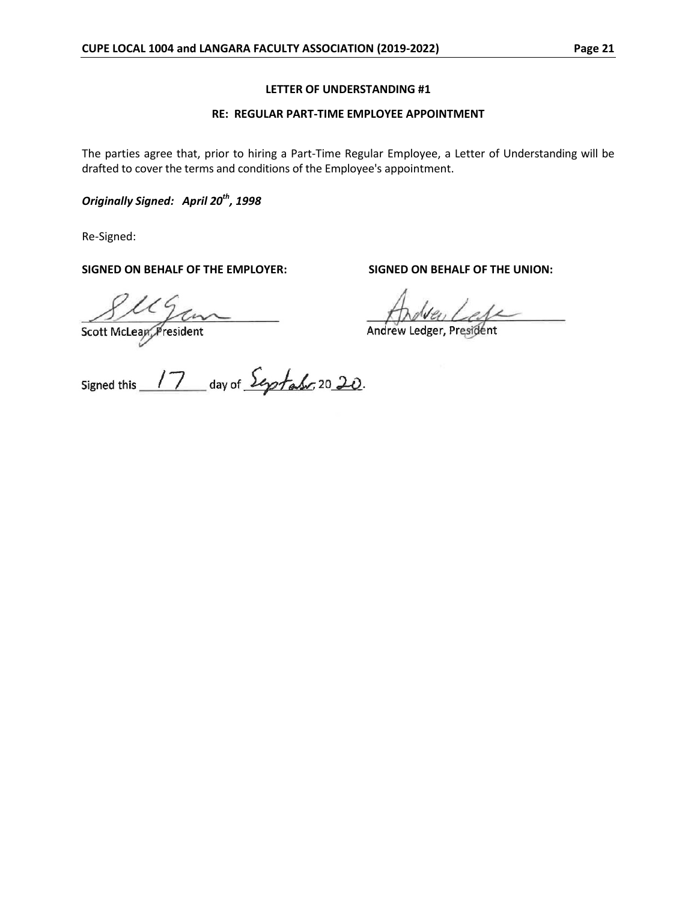## LETTER OF UNDERSTANDING #1

### RE: REGULAR PART-TIME EMPLOYEE APPOINTMENT

The parties agree that, prior to hiring a Part-Time Regular Employee, a Letter of Understanding will be drafted to cover the terms and conditions of the Employee's appointment.

***Originally Signed: April 20th, 1998***

Re-Signed:

**SIGNED ON BEHALF OF THE EMPLOYER:**

Scott McLean, President

**SIGNED ON BEHALF OF THE UNION:**

Andrew Ledger, President

Signed this 17 day of September, 2020.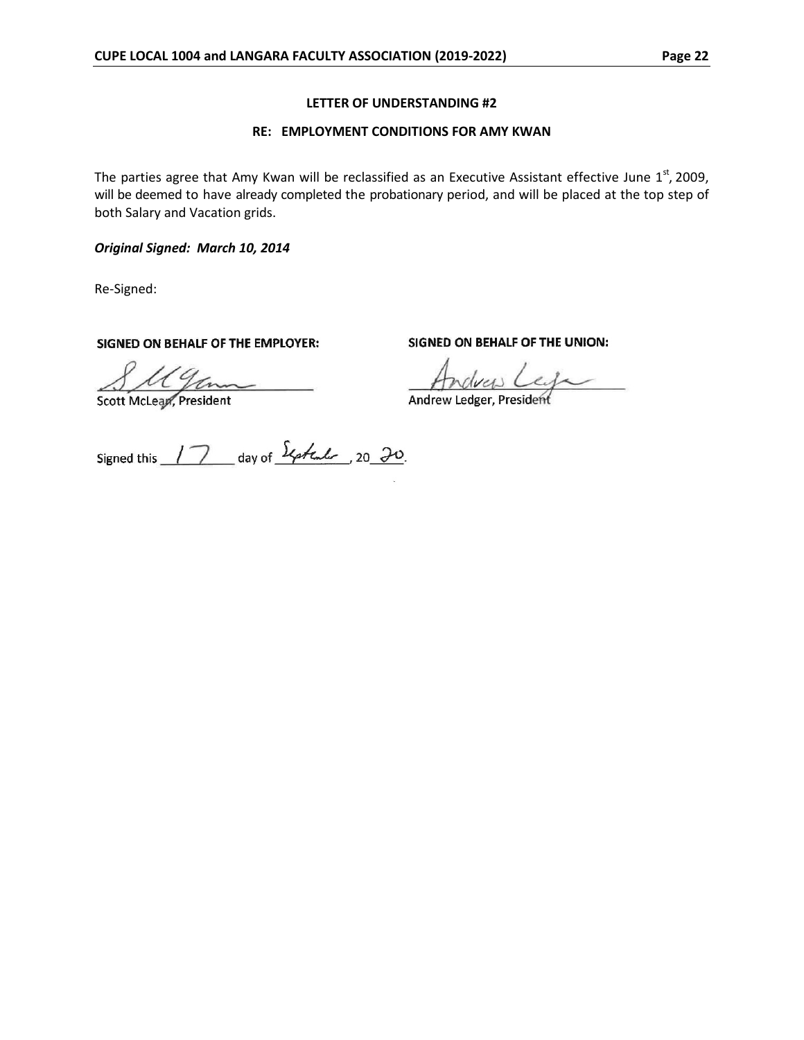**LETTER OF UNDERSTANDING #2**

**RE: EMPLOYMENT CONDITIONS FOR AMY KWAN**

The parties agree that Amy Kwan will be reclassified as an Executive Assistant effective June 1st, 2009, will be deemed to have already completed the probationary period, and will be placed at the top step of both Salary and Vacation grids.

***Original Signed: March 10, 2014***

Re-Signed:

**SIGNED ON BEHALF OF THE EMPLOYER:**

Scott McLean, President

**SIGNED ON BEHALF OF THE UNION:**

Andrew Ledger, President

Signed this 17 day of September, 20 20.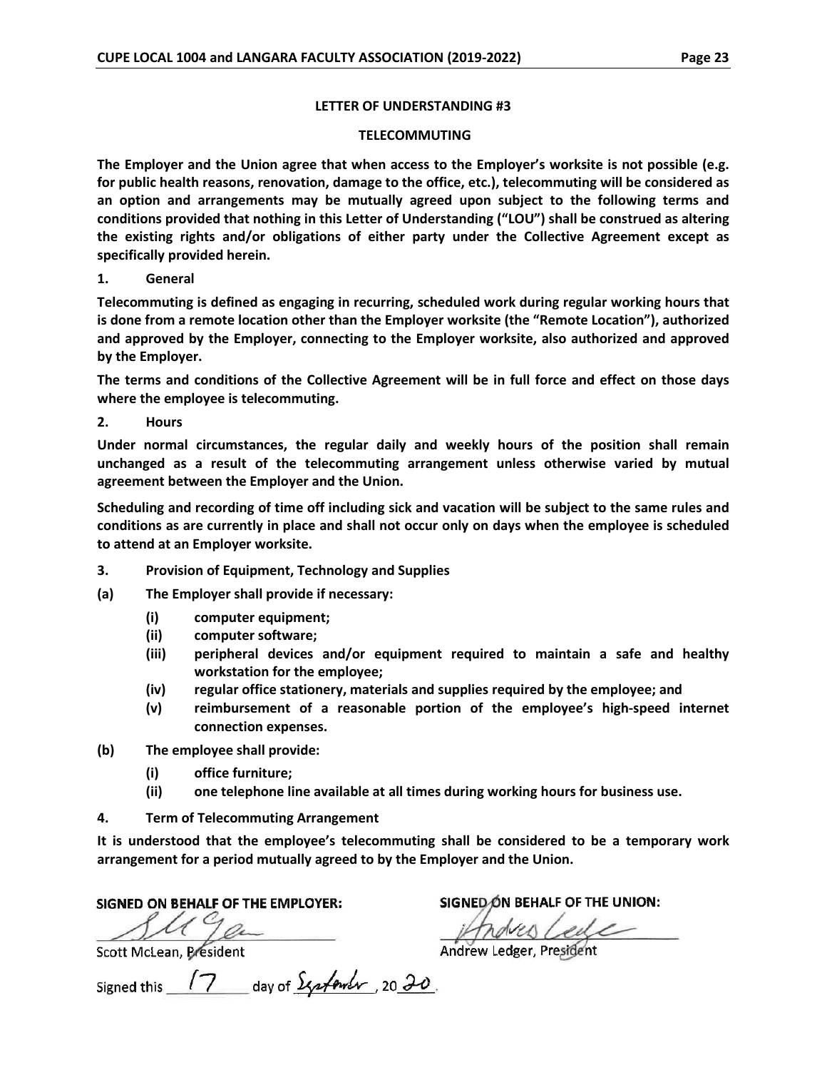## LETTER OF UNDERSTANDING #3

## TELECOMMUTING

**The Employer and the Union agree that when access to the Employer's worksite is not possible (e.g. for public health reasons, renovation, damage to the office, etc.), telecommuting will be considered as an option and arrangements may be mutually agreed upon subject to the following terms and conditions provided that nothing in this Letter of Understanding ("LOU") shall be construed as altering the existing rights and/or obligations of either party under the Collective Agreement except as specifically provided herein.**

### 1. General

**Telecommuting is defined as engaging in recurring, scheduled work during regular working hours that is done from a remote location other than the Employer worksite (the "Remote Location"), authorized and approved by the Employer, connecting to the Employer worksite, also authorized and approved by the Employer.**

**The terms and conditions of the Collective Agreement will be in full force and effect on those days where the employee is telecommuting.**

### 2. Hours

**Under normal circumstances, the regular daily and weekly hours of the position shall remain unchanged as a result of the telecommuting arrangement unless otherwise varied by mutual agreement between the Employer and the Union.**

**Scheduling and recording of time off including sick and vacation will be subject to the same rules and conditions as are currently in place and shall not occur only on days when the employee is scheduled to attend at an Employer worksite.**

### 3. Provision of Equipment, Technology and Supplies

**(a) The Employer shall provide if necessary:**

- **(i) computer equipment;**
- **(ii) computer software;**
- **(iii) peripheral devices and/or equipment required to maintain a safe and healthy workstation for the employee;**
- **(iv) regular office stationery, materials and supplies required by the employee; and**
- **(v) reimbursement of a reasonable portion of the employee's high-speed internet connection expenses.**

**(b) The employee shall provide:**

- **(i) office furniture;**
- **(ii) one telephone line available at all times during working hours for business use.**

### 4. Term of Telecommuting Arrangement

**It is understood that the employee's telecommuting shall be considered to be a temporary work arrangement for a period mutually agreed to by the Employer and the Union.**

| **SIGNED ON BEHALF OF THE EMPLOYER:** | **SIGNED ON BEHALF OF THE UNION:** |
| --- | --- |
| Scott McLean, President | Andrew Ledger, President |

Signed this 17 day of September, 2020.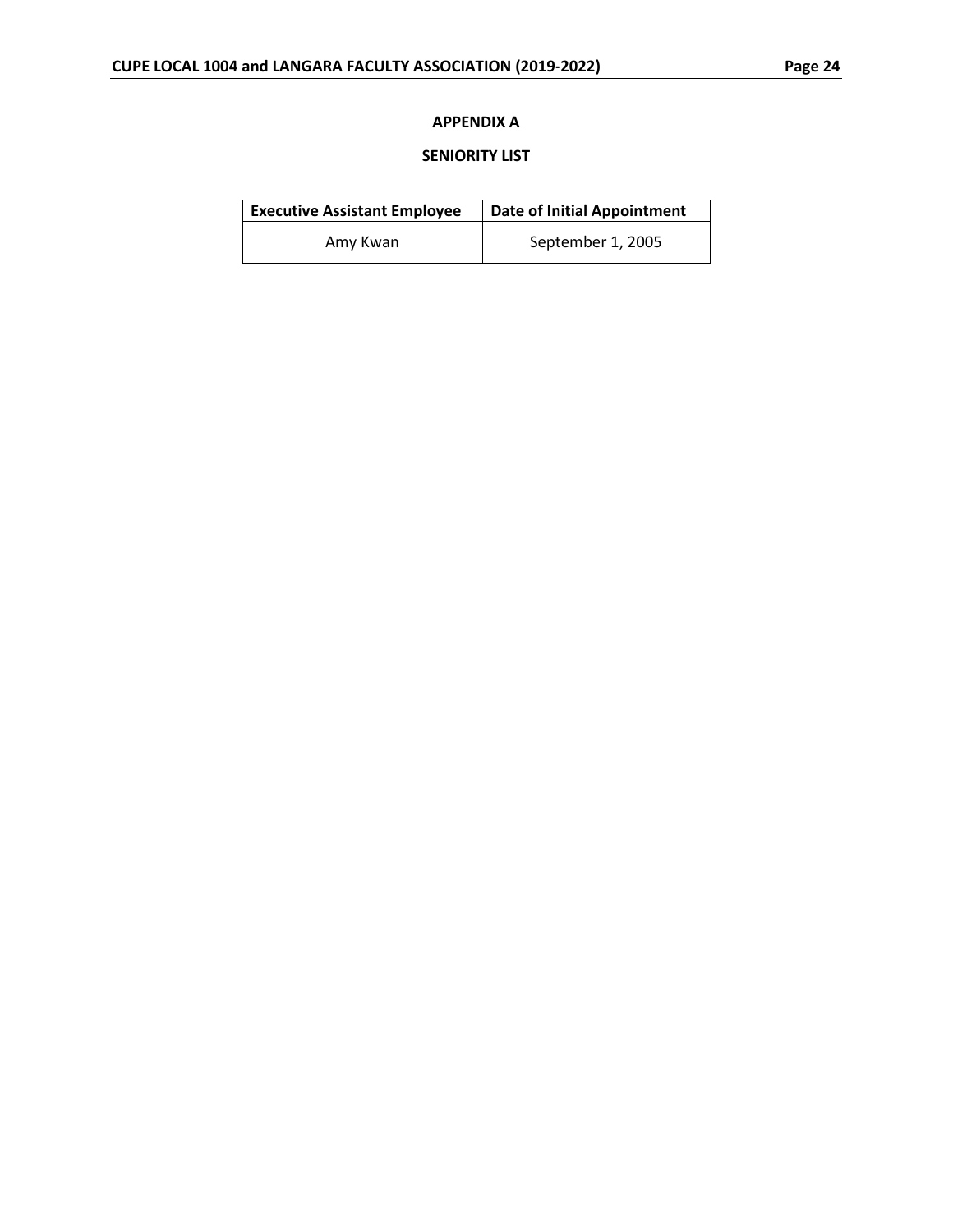## APPENDIX A

## SENIORITY LIST

| Executive Assistant Employee | Date of Initial Appointment |
|---|---|
| Amy Kwan | September 1, 2005 |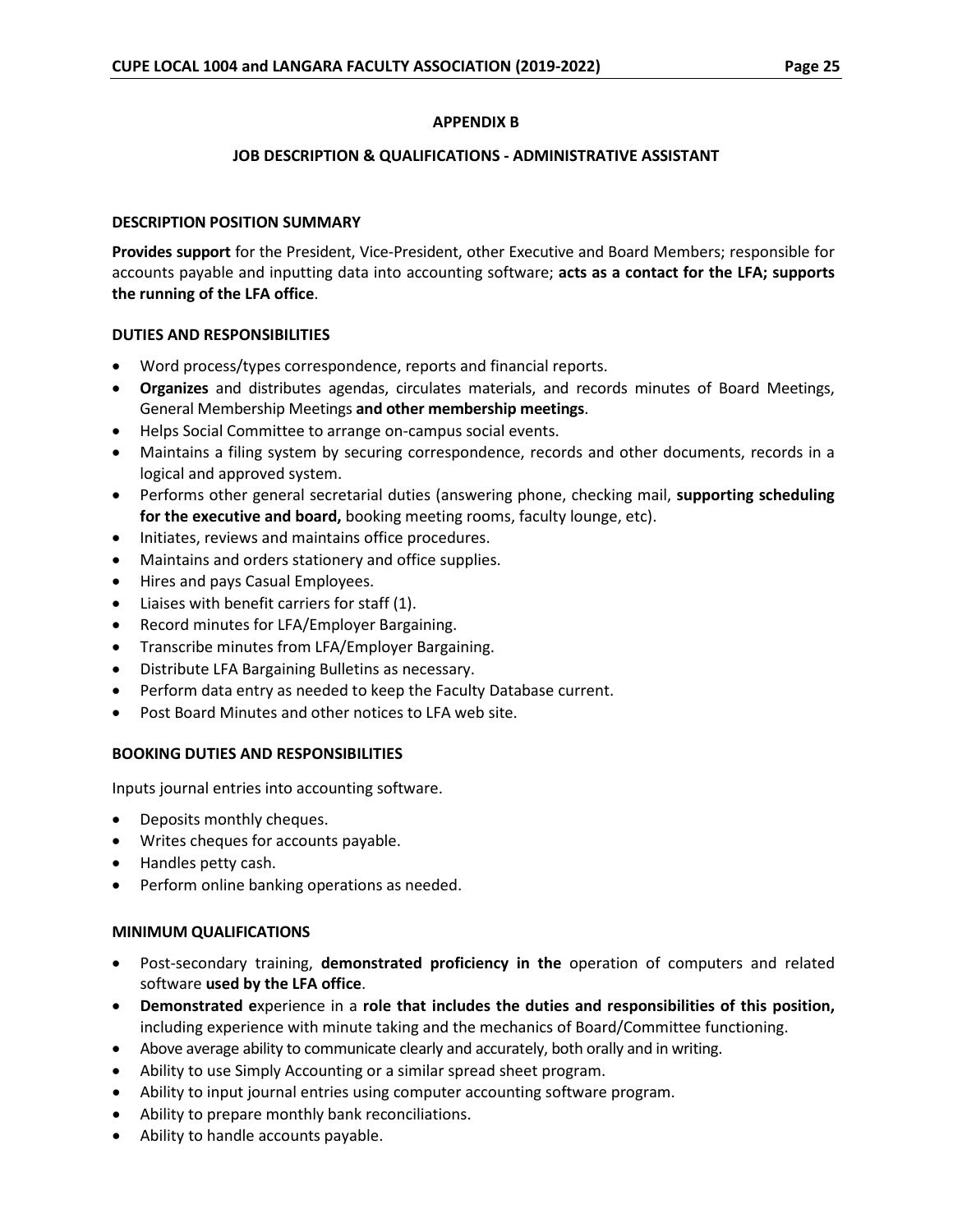## APPENDIX B

### JOB DESCRIPTION & QUALIFICATIONS - ADMINISTRATIVE ASSISTANT

#### DESCRIPTION POSITION SUMMARY

**Provides support** for the President, Vice-President, other Executive and Board Members; responsible for accounts payable and inputting data into accounting software; **acts as a contact for the LFA; supports the running of the LFA office**.

#### DUTIES AND RESPONSIBILITIES

- Word process/types correspondence, reports and financial reports.
- **Organizes** and distributes agendas, circulates materials, and records minutes of Board Meetings, General Membership Meetings **and other membership meetings**.
- Helps Social Committee to arrange on-campus social events.
- Maintains a filing system by securing correspondence, records and other documents, records in a logical and approved system.
- Performs other general secretarial duties (answering phone, checking mail, **supporting scheduling for the executive and board,** booking meeting rooms, faculty lounge, etc).
- Initiates, reviews and maintains office procedures.
- Maintains and orders stationery and office supplies.
- Hires and pays Casual Employees.
- Liaises with benefit carriers for staff (1).
- Record minutes for LFA/Employer Bargaining.
- Transcribe minutes from LFA/Employer Bargaining.
- Distribute LFA Bargaining Bulletins as necessary.
- Perform data entry as needed to keep the Faculty Database current.
- Post Board Minutes and other notices to LFA web site.

#### BOOKING DUTIES AND RESPONSIBILITIES

Inputs journal entries into accounting software.

- Deposits monthly cheques.
- Writes cheques for accounts payable.
- Handles petty cash.
- Perform online banking operations as needed.

#### MINIMUM QUALIFICATIONS

- Post-secondary training, **demonstrated proficiency in the** operation of computers and related software **used by the LFA office**.
- **Demonstrated e**xperience in a **role that includes the duties and responsibilities of this position,** including experience with minute taking and the mechanics of Board/Committee functioning.
- Above average ability to communicate clearly and accurately, both orally and in writing.
- Ability to use Simply Accounting or a similar spread sheet program.
- Ability to input journal entries using computer accounting software program.
- Ability to prepare monthly bank reconciliations.
- Ability to handle accounts payable.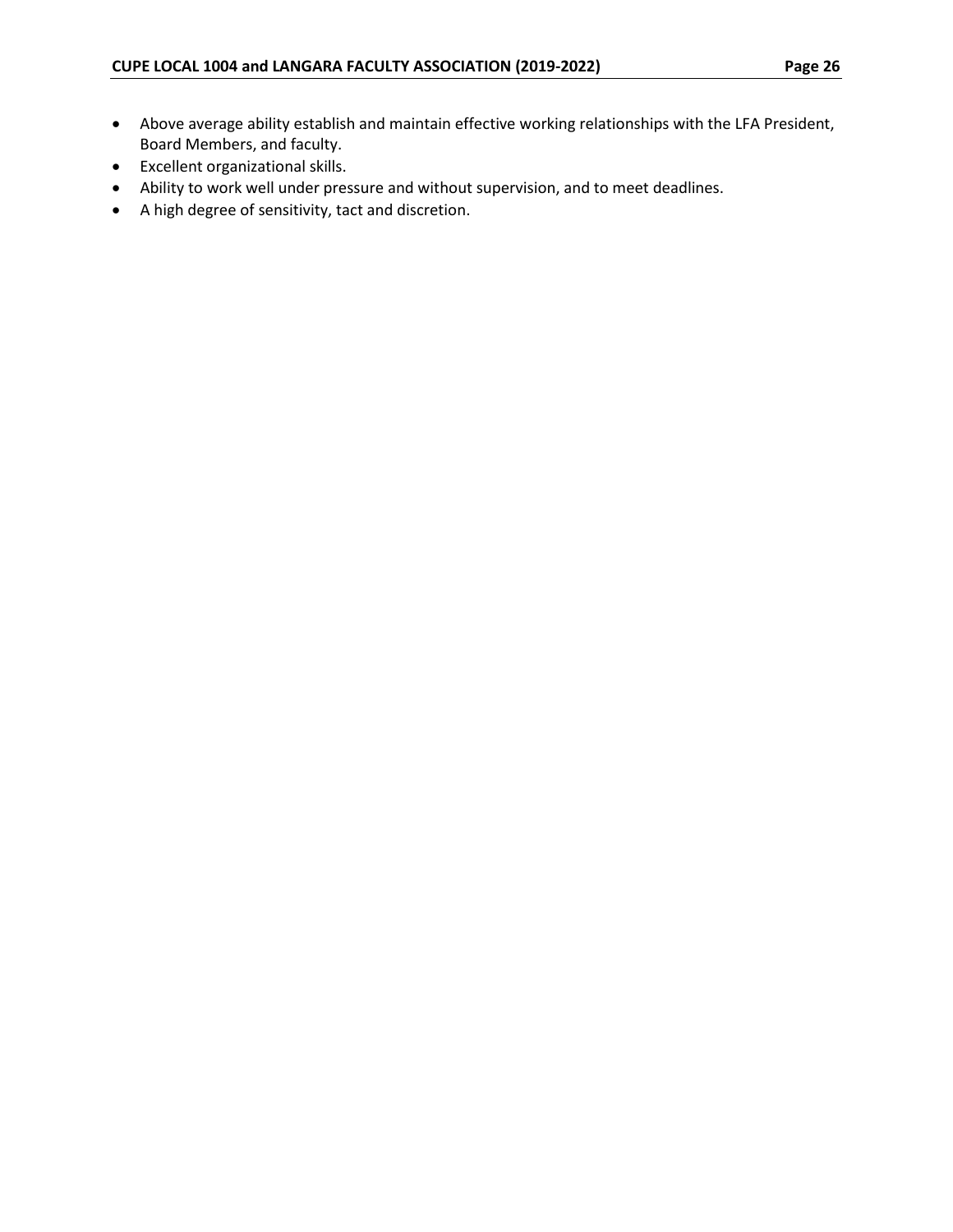- Above average ability establish and maintain effective working relationships with the LFA President, Board Members, and faculty.
- Excellent organizational skills.
- Ability to work well under pressure and without supervision, and to meet deadlines.
- A high degree of sensitivity, tact and discretion.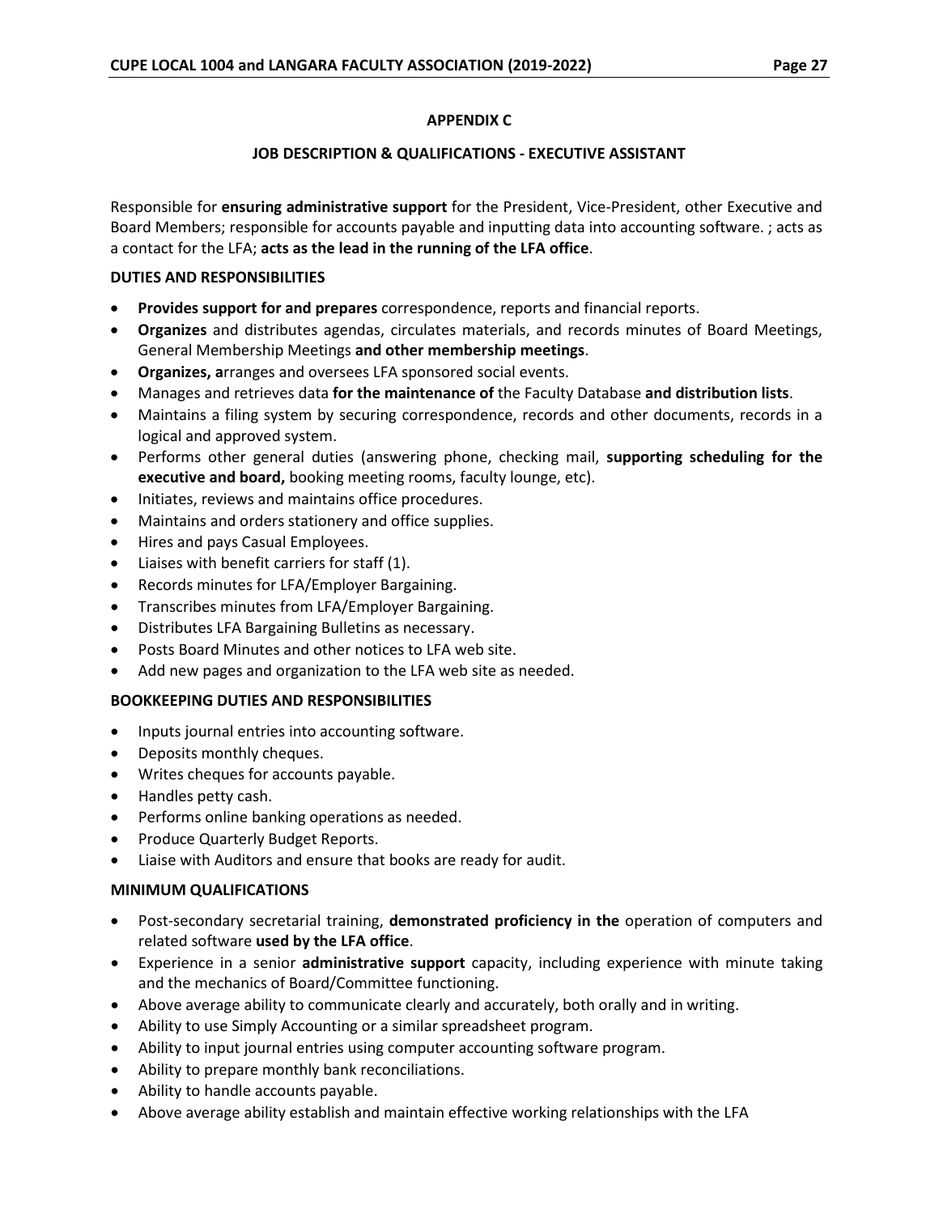## APPENDIX C

### JOB DESCRIPTION & QUALIFICATIONS - EXECUTIVE ASSISTANT

Responsible for **ensuring administrative support** for the President, Vice-President, other Executive and Board Members; responsible for accounts payable and inputting data into accounting software. ; acts as a contact for the LFA; **acts as the lead in the running of the LFA office**.

**DUTIES AND RESPONSIBILITIES**

- **Provides support for and prepares** correspondence, reports and financial reports.
- **Organizes** and distributes agendas, circulates materials, and records minutes of Board Meetings, General Membership Meetings **and other membership meetings**.
- **Organizes, a**rranges and oversees LFA sponsored social events.
- Manages and retrieves data **for the maintenance of** the Faculty Database **and distribution lists**.
- Maintains a filing system by securing correspondence, records and other documents, records in a logical and approved system.
- Performs other general duties (answering phone, checking mail, **supporting scheduling for the executive and board,** booking meeting rooms, faculty lounge, etc).
- Initiates, reviews and maintains office procedures.
- Maintains and orders stationery and office supplies.
- Hires and pays Casual Employees.
- Liaises with benefit carriers for staff (1).
- Records minutes for LFA/Employer Bargaining.
- Transcribes minutes from LFA/Employer Bargaining.
- Distributes LFA Bargaining Bulletins as necessary.
- Posts Board Minutes and other notices to LFA web site.
- Add new pages and organization to the LFA web site as needed.

**BOOKKEEPING DUTIES AND RESPONSIBILITIES**

- Inputs journal entries into accounting software.
- Deposits monthly cheques.
- Writes cheques for accounts payable.
- Handles petty cash.
- Performs online banking operations as needed.
- Produce Quarterly Budget Reports.
- Liaise with Auditors and ensure that books are ready for audit.

**MINIMUM QUALIFICATIONS**

- Post-secondary secretarial training, **demonstrated proficiency in the** operation of computers and related software **used by the LFA office**.
- Experience in a senior **administrative support** capacity, including experience with minute taking and the mechanics of Board/Committee functioning.
- Above average ability to communicate clearly and accurately, both orally and in writing.
- Ability to use Simply Accounting or a similar spreadsheet program.
- Ability to input journal entries using computer accounting software program.
- Ability to prepare monthly bank reconciliations.
- Ability to handle accounts payable.
- Above average ability establish and maintain effective working relationships with the LFA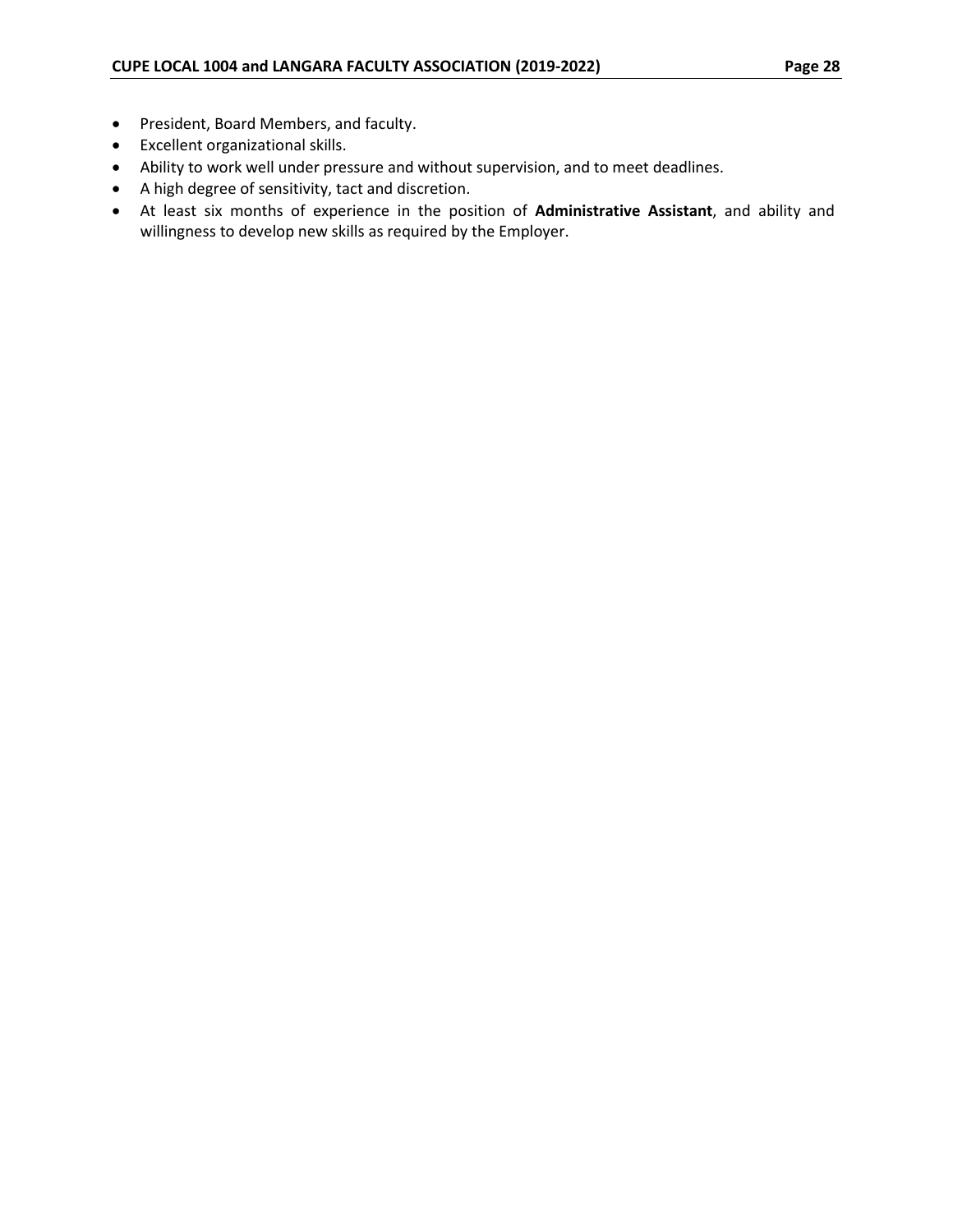- President, Board Members, and faculty.
- Excellent organizational skills.
- Ability to work well under pressure and without supervision, and to meet deadlines.
- A high degree of sensitivity, tact and discretion.
- At least six months of experience in the position of **Administrative Assistant**, and ability and willingness to develop new skills as required by the Employer.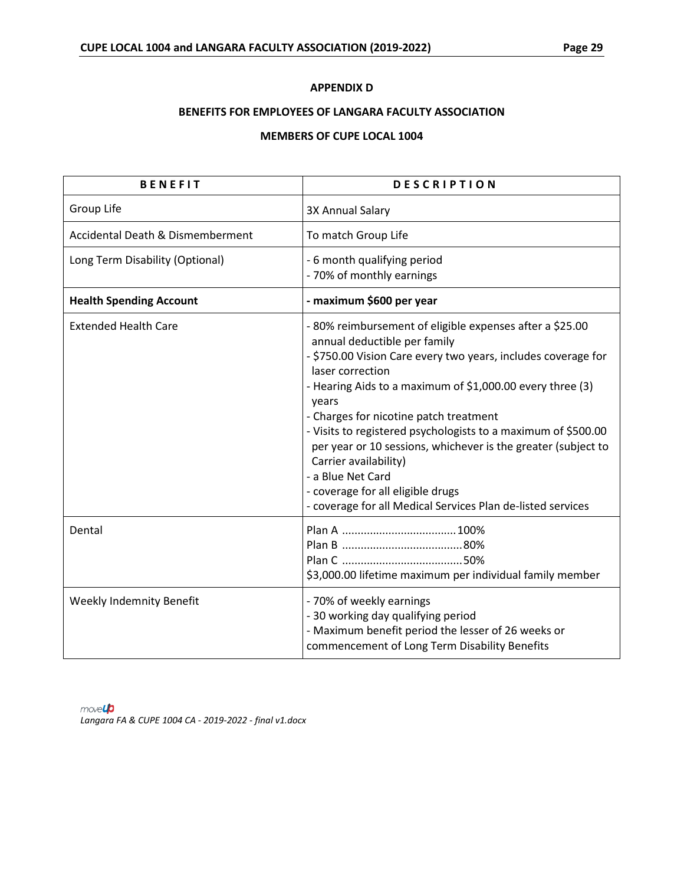## APPENDIX D

## BENEFITS FOR EMPLOYEES OF LANGARA FACULTY ASSOCIATION

## MEMBERS OF CUPE LOCAL 1004

| BENEFIT | DESCRIPTION |
|---|---|
| Group Life | 3X Annual Salary |
| Accidental Death & Dismemberment | To match Group Life |
| Long Term Disability (Optional) | - 6 month qualifying period<br>- 70% of monthly earnings |
| **Health Spending Account** | **- maximum $600 per year** |
| Extended Health Care | - 80% reimbursement of eligible expenses after a $25.00 annual deductible per family<br>- $750.00 Vision Care every two years, includes coverage for laser correction<br>- Hearing Aids to a maximum of $1,000.00 every three (3) years<br>- Charges for nicotine patch treatment<br>- Visits to registered psychologists to a maximum of $500.00 per year or 10 sessions, whichever is the greater (subject to Carrier availability)<br>- a Blue Net Card<br>- coverage for all eligible drugs<br>- coverage for all Medical Services Plan de-listed services |
| Dental | Plan A .................................... 100%<br>Plan B ...................................... 80%<br>Plan C ...................................... 50%<br>$3,000.00 lifetime maximum per individual family member |
| Weekly Indemnity Benefit | - 70% of weekly earnings<br>- 30 working day qualifying period<br>- Maximum benefit period the lesser of 26 weeks or commencement of Long Term Disability Benefits |